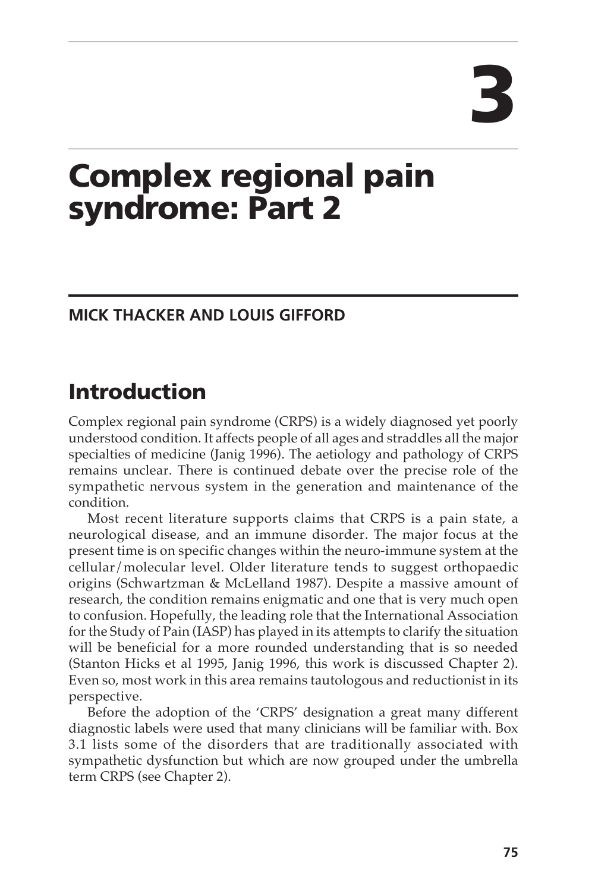# 3

# Complex regional pain syndrome: Part 2

**MICK THACKER AND LOUIS GIFFORD**

## Introduction

Complex regional pain syndrome (CRPS) is a widely diagnosed yet poorly understood condition. It affects people of all ages and straddles all the major specialties of medicine (Janig 1996). The aetiology and pathology of CRPS remains unclear. There is continued debate over the precise role of the sympathetic nervous system in the generation and maintenance of the condition.

Most recent literature supports claims that CRPS is a pain state, a neurological disease, and an immune disorder. The major focus at the present time is on specific changes within the neuro-immune system at the cellular/molecular level. Older literature tends to suggest orthopaedic origins (Schwartzman & McLelland 1987). Despite a massive amount of research, the condition remains enigmatic and one that is very much open to confusion. Hopefully, the leading role that the International Association for the Study of Pain (IASP) has played in its attempts to clarify the situation will be beneficial for a more rounded understanding that is so needed (Stanton Hicks et al 1995, Janig 1996, this work is discussed Chapter 2). Even so, most work in this area remains tautologous and reductionist in its perspective.

Before the adoption of the 'CRPS' designation a great many different diagnostic labels were used that many clinicians will be familiar with. Box 3.1 lists some of the disorders that are traditionally associated with sympathetic dysfunction but which are now grouped under the umbrella term CRPS (see Chapter 2).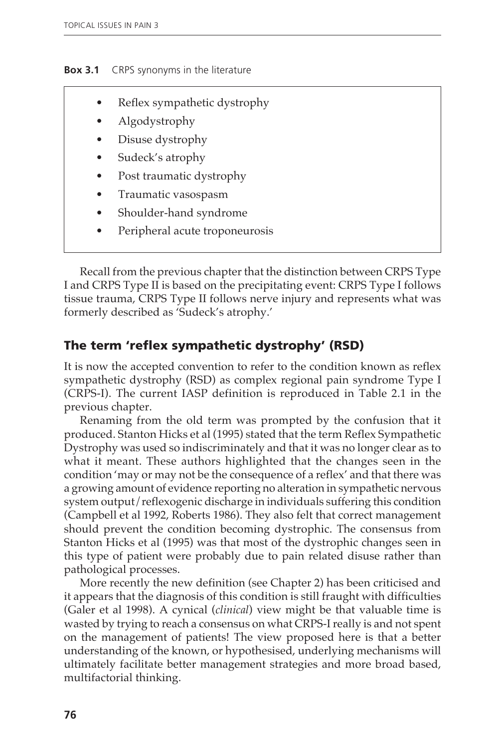**Box 3.1** CRPS synonyms in the literature

- Reflex sympathetic dystrophy
- Algodystrophy
- Disuse dystrophy
- Sudeck's atrophy
- Post traumatic dystrophy
- Traumatic vasospasm
- Shoulder-hand syndrome
- Peripheral acute troponeurosis

Recall from the previous chapter that the distinction between CRPS Type I and CRPS Type II is based on the precipitating event: CRPS Type I follows tissue trauma, CRPS Type II follows nerve injury and represents what was formerly described as 'Sudeck's atrophy.'

## The term 'reflex sympathetic dystrophy' (RSD)

It is now the accepted convention to refer to the condition known as reflex sympathetic dystrophy (RSD) as complex regional pain syndrome Type I (CRPS-I). The current IASP definition is reproduced in Table 2.1 in the previous chapter.

Renaming from the old term was prompted by the confusion that it produced. Stanton Hicks et al (1995) stated that the term Reflex Sympathetic Dystrophy was used so indiscriminately and that it was no longer clear as to what it meant. These authors highlighted that the changes seen in the condition 'may or may not be the consequence of a reflex' and that there was a growing amount of evidence reporting no alteration in sympathetic nervous system output/reflexogenic discharge in individuals suffering this condition (Campbell et al 1992, Roberts 1986). They also felt that correct management should prevent the condition becoming dystrophic. The consensus from Stanton Hicks et al (1995) was that most of the dystrophic changes seen in this type of patient were probably due to pain related disuse rather than pathological processes.

More recently the new definition (see Chapter 2) has been criticised and it appears that the diagnosis of this condition is still fraught with difficulties (Galer et al 1998). A cynical (*clinical*) view might be that valuable time is wasted by trying to reach a consensus on what CRPS-I really is and not spent on the management of patients! The view proposed here is that a better understanding of the known, or hypothesised, underlying mechanisms will ultimately facilitate better management strategies and more broad based, multifactorial thinking.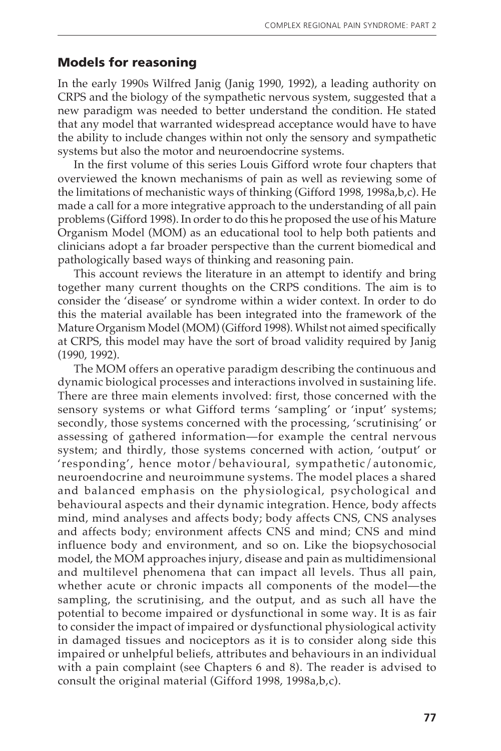## Models for reasoning

In the early 1990s Wilfred Janig (Janig 1990, 1992), a leading authority on CRPS and the biology of the sympathetic nervous system, suggested that a new paradigm was needed to better understand the condition. He stated that any model that warranted widespread acceptance would have to have the ability to include changes within not only the sensory and sympathetic systems but also the motor and neuroendocrine systems.

In the first volume of this series Louis Gifford wrote four chapters that overviewed the known mechanisms of pain as well as reviewing some of the limitations of mechanistic ways of thinking (Gifford 1998, 1998a,b,c). He made a call for a more integrative approach to the understanding of all pain problems (Gifford 1998). In order to do this he proposed the use of his Mature Organism Model (MOM) as an educational tool to help both patients and clinicians adopt a far broader perspective than the current biomedical and pathologically based ways of thinking and reasoning pain.

This account reviews the literature in an attempt to identify and bring together many current thoughts on the CRPS conditions. The aim is to consider the 'disease' or syndrome within a wider context. In order to do this the material available has been integrated into the framework of the Mature Organism Model (MOM) (Gifford 1998). Whilst not aimed specifically at CRPS, this model may have the sort of broad validity required by Janig (1990, 1992).

The MOM offers an operative paradigm describing the continuous and dynamic biological processes and interactions involved in sustaining life. There are three main elements involved: first, those concerned with the sensory systems or what Gifford terms 'sampling' or 'input' systems; secondly, those systems concerned with the processing, 'scrutinising' or assessing of gathered information—for example the central nervous system; and thirdly, those systems concerned with action, 'output' or 'responding', hence motor/behavioural, sympathetic/autonomic, neuroendocrine and neuroimmune systems. The model places a shared and balanced emphasis on the physiological, psychological and behavioural aspects and their dynamic integration. Hence, body affects mind, mind analyses and affects body; body affects CNS, CNS analyses and affects body; environment affects CNS and mind; CNS and mind influence body and environment, and so on. Like the biopsychosocial model, the MOM approaches injury, disease and pain as multidimensional and multilevel phenomena that can impact all levels. Thus all pain, whether acute or chronic impacts all components of the model—the sampling, the scrutinising, and the output, and as such all have the potential to become impaired or dysfunctional in some way. It is as fair to consider the impact of impaired or dysfunctional physiological activity in damaged tissues and nociceptors as it is to consider along side this impaired or unhelpful beliefs, attributes and behaviours in an individual with a pain complaint (see Chapters 6 and 8). The reader is advised to consult the original material (Gifford 1998, 1998a,b,c).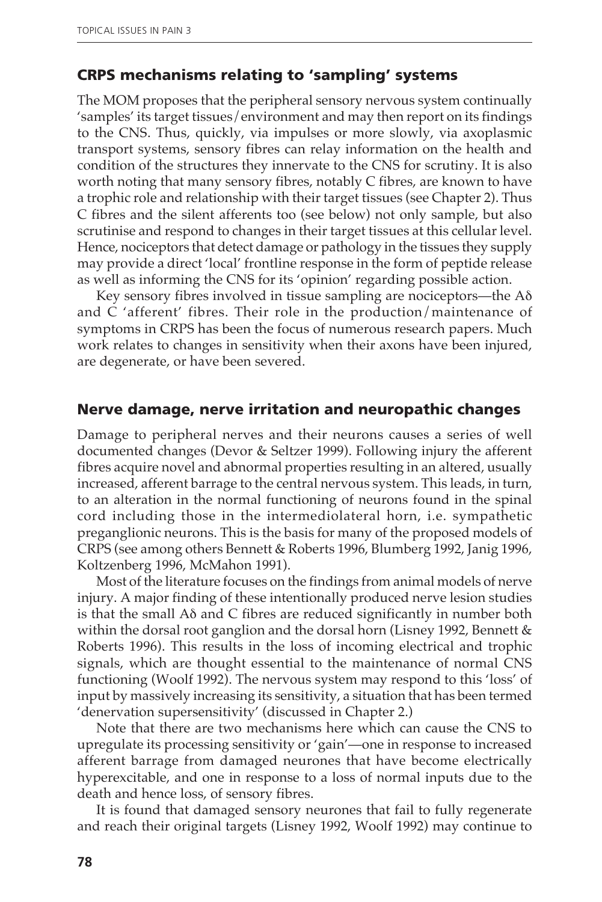## CRPS mechanisms relating to 'sampling' systems

The MOM proposes that the peripheral sensory nervous system continually 'samples' its target tissues/environment and may then report on its findings to the CNS. Thus, quickly, via impulses or more slowly, via axoplasmic transport systems, sensory fibres can relay information on the health and condition of the structures they innervate to the CNS for scrutiny. It is also worth noting that many sensory fibres, notably C fibres, are known to have a trophic role and relationship with their target tissues (see Chapter 2). Thus C fibres and the silent afferents too (see below) not only sample, but also scrutinise and respond to changes in their target tissues at this cellular level. Hence, nociceptors that detect damage or pathology in the tissues they supply may provide a direct 'local' frontline response in the form of peptide release as well as informing the CNS for its 'opinion' regarding possible action.

Key sensory fibres involved in tissue sampling are nociceptors—the Aδ and C 'afferent' fibres. Their role in the production/maintenance of symptoms in CRPS has been the focus of numerous research papers. Much work relates to changes in sensitivity when their axons have been injured, are degenerate, or have been severed.

## Nerve damage, nerve irritation and neuropathic changes

Damage to peripheral nerves and their neurons causes a series of well documented changes (Devor & Seltzer 1999). Following injury the afferent fibres acquire novel and abnormal properties resulting in an altered, usually increased, afferent barrage to the central nervous system. This leads, in turn, to an alteration in the normal functioning of neurons found in the spinal cord including those in the intermediolateral horn, i.e. sympathetic preganglionic neurons. This is the basis for many of the proposed models of CRPS (see among others Bennett & Roberts 1996, Blumberg 1992, Janig 1996, Koltzenberg 1996, McMahon 1991).

Most of the literature focuses on the findings from animal models of nerve injury. A major finding of these intentionally produced nerve lesion studies is that the small Aδ and C fibres are reduced significantly in number both within the dorsal root ganglion and the dorsal horn (Lisney 1992, Bennett & Roberts 1996). This results in the loss of incoming electrical and trophic signals, which are thought essential to the maintenance of normal CNS functioning (Woolf 1992). The nervous system may respond to this 'loss' of input by massively increasing its sensitivity, a situation that has been termed 'denervation supersensitivity' (discussed in Chapter 2.)

Note that there are two mechanisms here which can cause the CNS to upregulate its processing sensitivity or 'gain'—one in response to increased afferent barrage from damaged neurones that have become electrically hyperexcitable, and one in response to a loss of normal inputs due to the death and hence loss, of sensory fibres.

It is found that damaged sensory neurones that fail to fully regenerate and reach their original targets (Lisney 1992, Woolf 1992) may continue to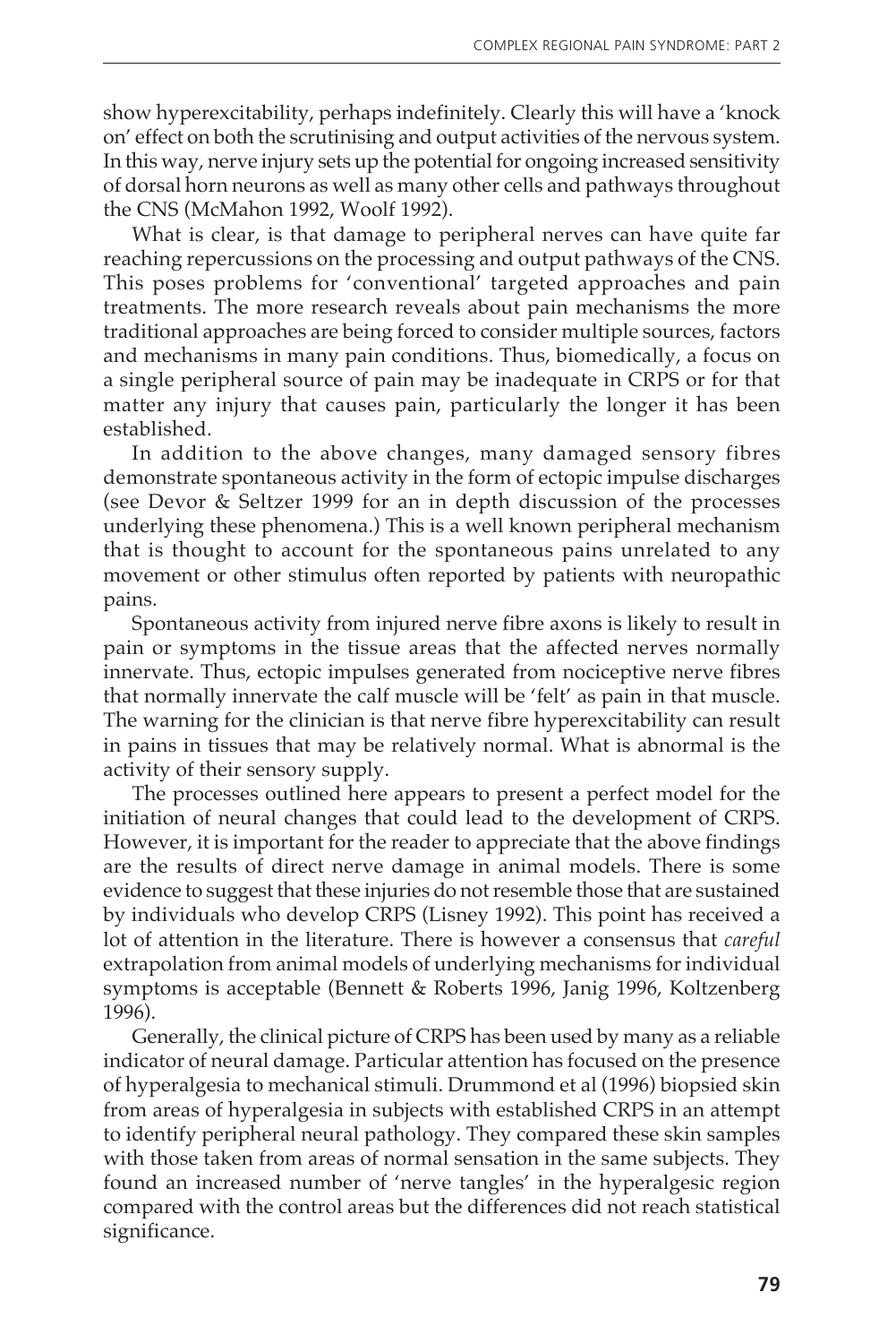show hyperexcitability, perhaps indefinitely. Clearly this will have a 'knock on' effect on both the scrutinising and output activities of the nervous system. In this way, nerve injury sets up the potential for ongoing increased sensitivity of dorsal horn neurons as well as many other cells and pathways throughout the CNS (McMahon 1992, Woolf 1992).

What is clear, is that damage to peripheral nerves can have quite far reaching repercussions on the processing and output pathways of the CNS. This poses problems for 'conventional' targeted approaches and pain treatments. The more research reveals about pain mechanisms the more traditional approaches are being forced to consider multiple sources, factors and mechanisms in many pain conditions. Thus, biomedically, a focus on a single peripheral source of pain may be inadequate in CRPS or for that matter any injury that causes pain, particularly the longer it has been established.

In addition to the above changes, many damaged sensory fibres demonstrate spontaneous activity in the form of ectopic impulse discharges (see Devor & Seltzer 1999 for an in depth discussion of the processes underlying these phenomena.) This is a well known peripheral mechanism that is thought to account for the spontaneous pains unrelated to any movement or other stimulus often reported by patients with neuropathic pains.

Spontaneous activity from injured nerve fibre axons is likely to result in pain or symptoms in the tissue areas that the affected nerves normally innervate. Thus, ectopic impulses generated from nociceptive nerve fibres that normally innervate the calf muscle will be 'felt' as pain in that muscle. The warning for the clinician is that nerve fibre hyperexcitability can result in pains in tissues that may be relatively normal. What is abnormal is the activity of their sensory supply.

The processes outlined here appears to present a perfect model for the initiation of neural changes that could lead to the development of CRPS. However, it is important for the reader to appreciate that the above findings are the results of direct nerve damage in animal models. There is some evidence to suggest that these injuries do not resemble those that are sustained by individuals who develop CRPS (Lisney 1992). This point has received a lot of attention in the literature. There is however a consensus that *careful* extrapolation from animal models of underlying mechanisms for individual symptoms is acceptable (Bennett & Roberts 1996, Janig 1996, Koltzenberg 1996).

Generally, the clinical picture of CRPS has been used by many as a reliable indicator of neural damage. Particular attention has focused on the presence of hyperalgesia to mechanical stimuli. Drummond et al (1996) biopsied skin from areas of hyperalgesia in subjects with established CRPS in an attempt to identify peripheral neural pathology. They compared these skin samples with those taken from areas of normal sensation in the same subjects. They found an increased number of 'nerve tangles' in the hyperalgesic region compared with the control areas but the differences did not reach statistical significance.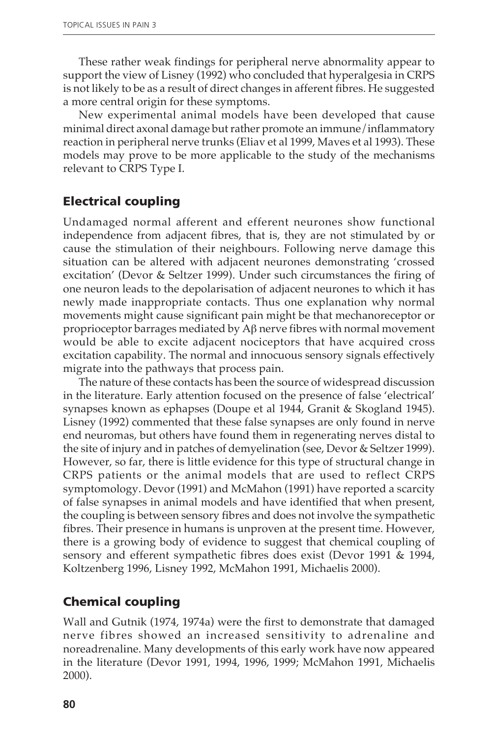These rather weak findings for peripheral nerve abnormality appear to support the view of Lisney (1992) who concluded that hyperalgesia in CRPS is not likely to be as a result of direct changes in afferent fibres. He suggested a more central origin for these symptoms.

New experimental animal models have been developed that cause minimal direct axonal damage but rather promote an immune/inflammatory reaction in peripheral nerve trunks (Eliav et al 1999, Maves et al 1993). These models may prove to be more applicable to the study of the mechanisms relevant to CRPS Type I.

## Electrical coupling

Undamaged normal afferent and efferent neurones show functional independence from adjacent fibres, that is, they are not stimulated by or cause the stimulation of their neighbours. Following nerve damage this situation can be altered with adjacent neurones demonstrating 'crossed excitation' (Devor & Seltzer 1999). Under such circumstances the firing of one neuron leads to the depolarisation of adjacent neurones to which it has newly made inappropriate contacts. Thus one explanation why normal movements might cause significant pain might be that mechanoreceptor or proprioceptor barrages mediated by Aβ nerve fibres with normal movement would be able to excite adjacent nociceptors that have acquired cross excitation capability. The normal and innocuous sensory signals effectively migrate into the pathways that process pain.

The nature of these contacts has been the source of widespread discussion in the literature. Early attention focused on the presence of false 'electrical' synapses known as ephapses (Doupe et al 1944, Granit & Skogland 1945). Lisney (1992) commented that these false synapses are only found in nerve end neuromas, but others have found them in regenerating nerves distal to the site of injury and in patches of demyelination (see, Devor & Seltzer 1999). However, so far, there is little evidence for this type of structural change in CRPS patients or the animal models that are used to reflect CRPS symptomology. Devor (1991) and McMahon (1991) have reported a scarcity of false synapses in animal models and have identified that when present, the coupling is between sensory fibres and does not involve the sympathetic fibres. Their presence in humans is unproven at the present time. However, there is a growing body of evidence to suggest that chemical coupling of sensory and efferent sympathetic fibres does exist (Devor 1991 & 1994, Koltzenberg 1996, Lisney 1992, McMahon 1991, Michaelis 2000).

## Chemical coupling

Wall and Gutnik (1974, 1974a) were the first to demonstrate that damaged nerve fibres showed an increased sensitivity to adrenaline and noreadrenaline. Many developments of this early work have now appeared in the literature (Devor 1991, 1994, 1996, 1999; McMahon 1991, Michaelis 2000).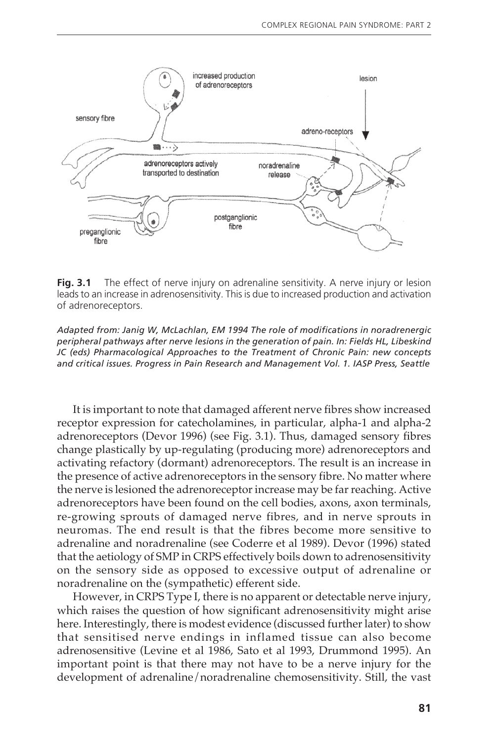**Fig. 3.1** The effect of nerve injury on adrenaline sensitivity. A nerve injury or lesion leads to an increase in adrenosensitivity. This is due to increased production and activation of adrenoreceptors.

*Adapted from: Janig W, McLachlan, EM 1994 The role of modifications in noradrenergic peripheral pathways after nerve lesions in the generation of pain. In: Fields HL, Libeskind JC (eds) Pharmacological Approaches to the Treatment of Chronic Pain: new concepts and critical issues. Progress in Pain Research and Management Vol. 1. IASP Press, Seattle*

It is important to note that damaged afferent nerve fibres show increased receptor expression for catecholamines, in particular, alpha-1 and alpha-2 adrenoreceptors (Devor 1996) (see Fig. 3.1). Thus, damaged sensory fibres change plastically by up-regulating (producing more) adrenoreceptors and activating refactory (dormant) adrenoreceptors. The result is an increase in the presence of active adrenoreceptors in the sensory fibre. No matter where the nerve is lesioned the adrenoreceptor increase may be far reaching. Active adrenoreceptors have been found on the cell bodies, axons, axon terminals, re-growing sprouts of damaged nerve fibres, and in nerve sprouts in neuromas. The end result is that the fibres become more sensitive to adrenaline and noradrenaline (see Coderre et al 1989). Devor (1996) stated that the aetiology of SMP in CRPS effectively boils down to adrenosensitivity on the sensory side as opposed to excessive output of adrenaline or noradrenaline on the (sympathetic) efferent side.

However, in CRPS Type I, there is no apparent or detectable nerve injury, which raises the question of how significant adrenosensitivity might arise here. Interestingly, there is modest evidence (discussed further later) to show that sensitised nerve endings in inflamed tissue can also become adrenosensitive (Levine et al 1986, Sato et al 1993, Drummond 1995). An important point is that there may not have to be a nerve injury for the development of adrenaline/noradrenaline chemosensitivity. Still, the vast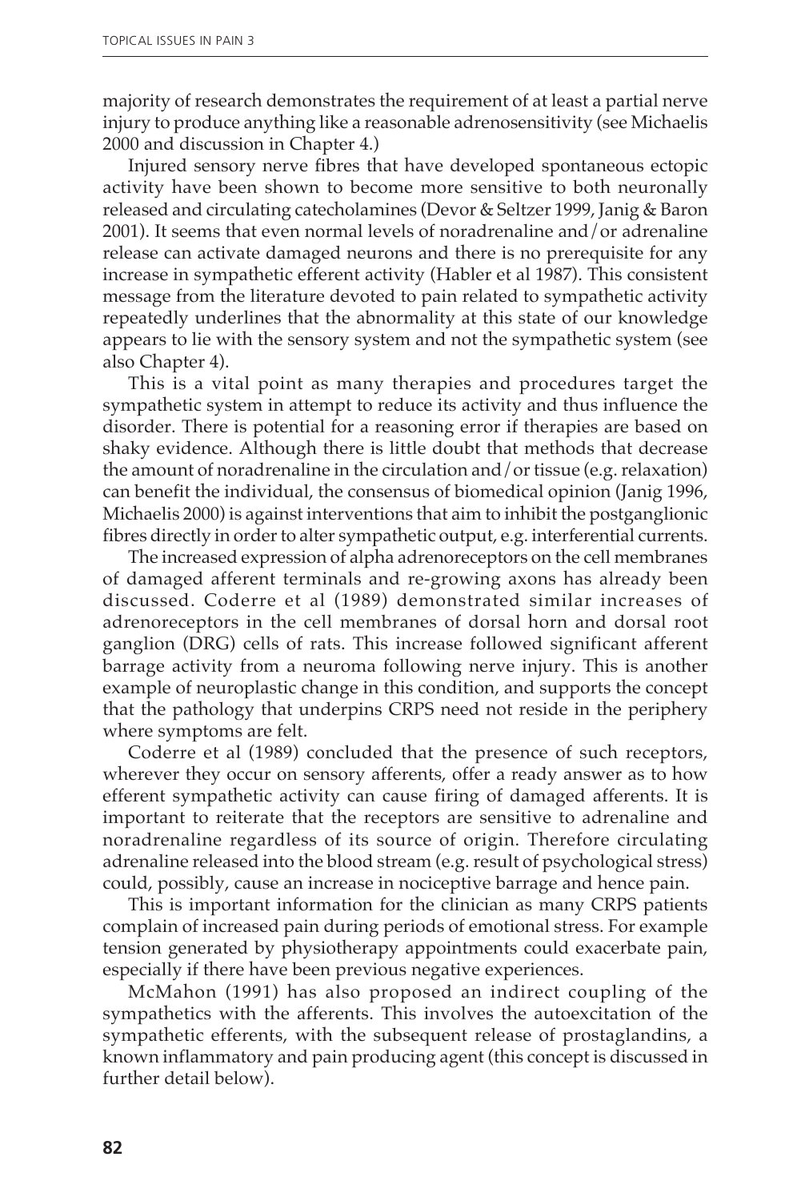majority of research demonstrates the requirement of at least a partial nerve injury to produce anything like a reasonable adrenosensitivity (see Michaelis 2000 and discussion in Chapter 4.)

Injured sensory nerve fibres that have developed spontaneous ectopic activity have been shown to become more sensitive to both neuronally released and circulating catecholamines (Devor & Seltzer 1999, Janig & Baron 2001). It seems that even normal levels of noradrenaline and/or adrenaline release can activate damaged neurons and there is no prerequisite for any increase in sympathetic efferent activity (Habler et al 1987). This consistent message from the literature devoted to pain related to sympathetic activity repeatedly underlines that the abnormality at this state of our knowledge appears to lie with the sensory system and not the sympathetic system (see also Chapter 4).

This is a vital point as many therapies and procedures target the sympathetic system in attempt to reduce its activity and thus influence the disorder. There is potential for a reasoning error if therapies are based on shaky evidence. Although there is little doubt that methods that decrease the amount of noradrenaline in the circulation and/or tissue (e.g. relaxation) can benefit the individual, the consensus of biomedical opinion (Janig 1996, Michaelis 2000) is against interventions that aim to inhibit the postganglionic fibres directly in order to alter sympathetic output, e.g. interferential currents.

The increased expression of alpha adrenoreceptors on the cell membranes of damaged afferent terminals and re-growing axons has already been discussed. Coderre et al (1989) demonstrated similar increases of adrenoreceptors in the cell membranes of dorsal horn and dorsal root ganglion (DRG) cells of rats. This increase followed significant afferent barrage activity from a neuroma following nerve injury. This is another example of neuroplastic change in this condition, and supports the concept that the pathology that underpins CRPS need not reside in the periphery where symptoms are felt.

Coderre et al (1989) concluded that the presence of such receptors, wherever they occur on sensory afferents, offer a ready answer as to how efferent sympathetic activity can cause firing of damaged afferents. It is important to reiterate that the receptors are sensitive to adrenaline and noradrenaline regardless of its source of origin. Therefore circulating adrenaline released into the blood stream (e.g. result of psychological stress) could, possibly, cause an increase in nociceptive barrage and hence pain.

This is important information for the clinician as many CRPS patients complain of increased pain during periods of emotional stress. For example tension generated by physiotherapy appointments could exacerbate pain, especially if there have been previous negative experiences.

McMahon (1991) has also proposed an indirect coupling of the sympathetics with the afferents. This involves the autoexcitation of the sympathetic efferents, with the subsequent release of prostaglandins, a known inflammatory and pain producing agent (this concept is discussed in further detail below).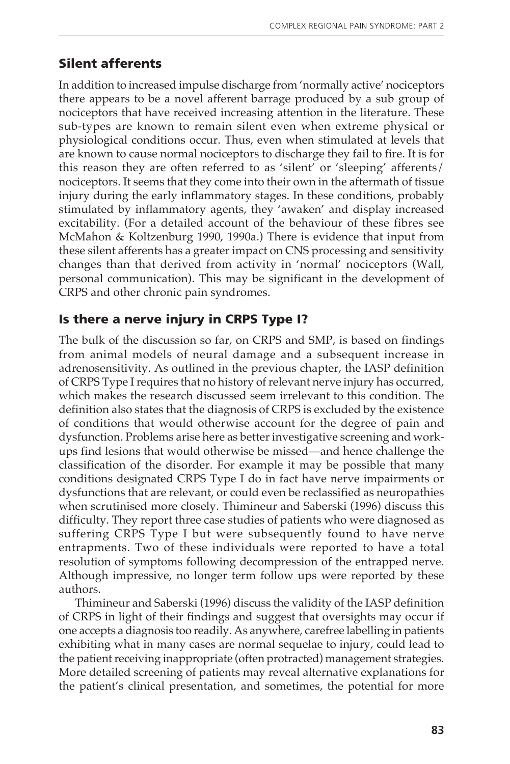## Silent afferents

In addition to increased impulse discharge from 'normally active' nociceptors there appears to be a novel afferent barrage produced by a sub group of nociceptors that have received increasing attention in the literature. These sub-types are known to remain silent even when extreme physical or physiological conditions occur. Thus, even when stimulated at levels that are known to cause normal nociceptors to discharge they fail to fire. It is for this reason they are often referred to as 'silent' or 'sleeping' afferents/ nociceptors. It seems that they come into their own in the aftermath of tissue injury during the early inflammatory stages. In these conditions, probably stimulated by inflammatory agents, they 'awaken' and display increased excitability. (For a detailed account of the behaviour of these fibres see McMahon & Koltzenburg 1990, 1990a.) There is evidence that input from these silent afferents has a greater impact on CNS processing and sensitivity changes than that derived from activity in 'normal' nociceptors (Wall, personal communication). This may be significant in the development of CRPS and other chronic pain syndromes.

## Is there a nerve injury in CRPS Type I?

The bulk of the discussion so far, on CRPS and SMP, is based on findings from animal models of neural damage and a subsequent increase in adrenosensitivity. As outlined in the previous chapter, the IASP definition of CRPS Type I requires that no history of relevant nerve injury has occurred, which makes the research discussed seem irrelevant to this condition. The definition also states that the diagnosis of CRPS is excluded by the existence of conditions that would otherwise account for the degree of pain and dysfunction. Problems arise here as better investigative screening and work-ups find lesions that would otherwise be missed—and hence challenge the classification of the disorder. For example it may be possible that many conditions designated CRPS Type I do in fact have nerve impairments or dysfunctions that are relevant, or could even be reclassified as neuropathies when scrutinised more closely. Thimineur and Saberski (1996) discuss this difficulty. They report three case studies of patients who were diagnosed as suffering CRPS Type I but were subsequently found to have nerve entrapments. Two of these individuals were reported to have a total resolution of symptoms following decompression of the entrapped nerve. Although impressive, no longer term follow ups were reported by these authors.

Thimineur and Saberski (1996) discuss the validity of the IASP definition of CRPS in light of their findings and suggest that oversights may occur if one accepts a diagnosis too readily. As anywhere, carefree labelling in patients exhibiting what in many cases are normal sequelae to injury, could lead to the patient receiving inappropriate (often protracted) management strategies. More detailed screening of patients may reveal alternative explanations for the patient's clinical presentation, and sometimes, the potential for more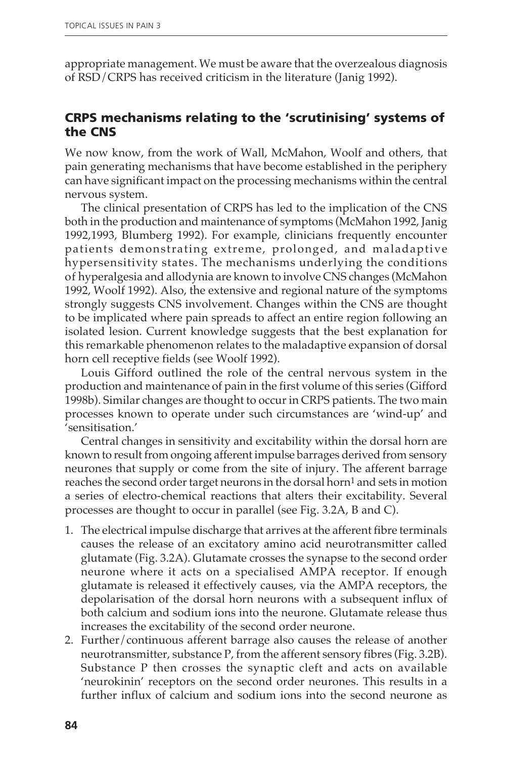appropriate management. We must be aware that the overzealous diagnosis of RSD/CRPS has received criticism in the literature (Janig 1992).

## CRPS mechanisms relating to the 'scrutinising' systems of the CNS

We now know, from the work of Wall, McMahon, Woolf and others, that pain generating mechanisms that have become established in the periphery can have significant impact on the processing mechanisms within the central nervous system.

The clinical presentation of CRPS has led to the implication of the CNS both in the production and maintenance of symptoms (McMahon 1992, Janig 1992,1993, Blumberg 1992). For example, clinicians frequently encounter patients demonstrating extreme, prolonged, and maladaptive hypersensitivity states. The mechanisms underlying the conditions of hyperalgesia and allodynia are known to involve CNS changes (McMahon 1992, Woolf 1992). Also, the extensive and regional nature of the symptoms strongly suggests CNS involvement. Changes within the CNS are thought to be implicated where pain spreads to affect an entire region following an isolated lesion. Current knowledge suggests that the best explanation for this remarkable phenomenon relates to the maladaptive expansion of dorsal horn cell receptive fields (see Woolf 1992).

Louis Gifford outlined the role of the central nervous system in the production and maintenance of pain in the first volume of this series (Gifford 1998b). Similar changes are thought to occur in CRPS patients. The two main processes known to operate under such circumstances are 'wind-up' and 'sensitisation.'

Central changes in sensitivity and excitability within the dorsal horn are known to result from ongoing afferent impulse barrages derived from sensory neurones that supply or come from the site of injury. The afferent barrage reaches the second order target neurons in the dorsal horn[1] and sets in motion a series of electro-chemical reactions that alters their excitability. Several processes are thought to occur in parallel (see Fig. 3.2A, B and C).

1. The electrical impulse discharge that arrives at the afferent fibre terminals causes the release of an excitatory amino acid neurotransmitter called glutamate (Fig. 3.2A). Glutamate crosses the synapse to the second order neurone where it acts on a specialised AMPA receptor. If enough glutamate is released it effectively causes, via the AMPA receptors, the depolarisation of the dorsal horn neurons with a subsequent influx of both calcium and sodium ions into the neurone. Glutamate release thus increases the excitability of the second order neurone.
2. Further/continuous afferent barrage also causes the release of another neurotransmitter, substance P, from the afferent sensory fibres (Fig. 3.2B). Substance P then crosses the synaptic cleft and acts on available 'neurokinin' receptors on the second order neurones. This results in a further influx of calcium and sodium ions into the second neurone as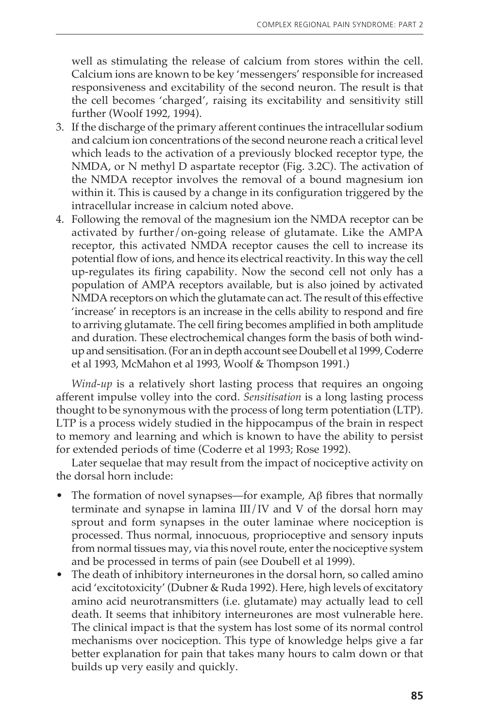well as stimulating the release of calcium from stores within the cell. Calcium ions are known to be key 'messengers' responsible for increased responsiveness and excitability of the second neuron. The result is that the cell becomes 'charged', raising its excitability and sensitivity still further (Woolf 1992, 1994).

3. If the discharge of the primary afferent continues the intracellular sodium and calcium ion concentrations of the second neurone reach a critical level which leads to the activation of a previously blocked receptor type, the NMDA, or N methyl D aspartate receptor (Fig. 3.2C). The activation of the NMDA receptor involves the removal of a bound magnesium ion within it. This is caused by a change in its configuration triggered by the intracellular increase in calcium noted above.
4. Following the removal of the magnesium ion the NMDA receptor can be activated by further/on-going release of glutamate. Like the AMPA receptor, this activated NMDA receptor causes the cell to increase its potential flow of ions, and hence its electrical reactivity. In this way the cell up-regulates its firing capability. Now the second cell not only has a population of AMPA receptors available, but is also joined by activated NMDA receptors on which the glutamate can act. The result of this effective 'increase' in receptors is an increase in the cells ability to respond and fire to arriving glutamate. The cell firing becomes amplified in both amplitude and duration. These electrochemical changes form the basis of both wind-up and sensitisation. (For an in depth account see Doubell et al 1999, Coderre et al 1993, McMahon et al 1993, Woolf & Thompson 1991.)

*Wind-up* is a relatively short lasting process that requires an ongoing afferent impulse volley into the cord. *Sensitisation* is a long lasting process thought to be synonymous with the process of long term potentiation (LTP). LTP is a process widely studied in the hippocampus of the brain in respect to memory and learning and which is known to have the ability to persist for extended periods of time (Coderre et al 1993; Rose 1992).

Later sequelae that may result from the impact of nociceptive activity on the dorsal horn include:

- The formation of novel synapses—for example, Aβ fibres that normally terminate and synapse in lamina III/IV and V of the dorsal horn may sprout and form synapses in the outer laminae where nociception is processed. Thus normal, innocuous, proprioceptive and sensory inputs from normal tissues may, via this novel route, enter the nociceptive system and be processed in terms of pain (see Doubell et al 1999).
- The death of inhibitory interneurones in the dorsal horn, so called amino acid 'excitotoxicity' (Dubner & Ruda 1992). Here, high levels of excitatory amino acid neurotransmitters (i.e. glutamate) may actually lead to cell death. It seems that inhibitory interneurones are most vulnerable here. The clinical impact is that the system has lost some of its normal control mechanisms over nociception. This type of knowledge helps give a far better explanation for pain that takes many hours to calm down or that builds up very easily and quickly.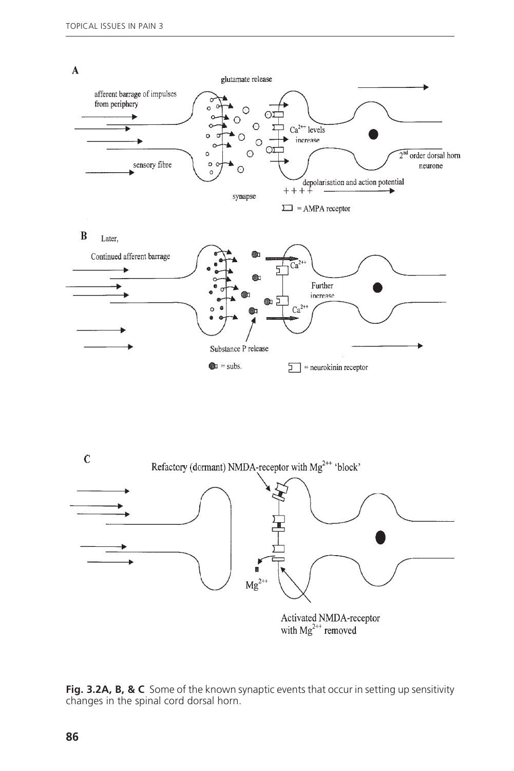**A**

glutamate release

afferent barrage of impulses from periphery

sensory fibre

$Ca^{2+}$ levels increase

2nd order dorsal horn neurone

depolarisation and action potential

synapse

= AMPA receptor

**B** Later,

Continued afferent barrage

$Ca^{2+}$

Further increase

$Ca^{2+}$

Substance P release

= subs.

= neurokinin receptor

**C**

Refactory (dormant) NMDA-receptor with $Mg^{2+}$ 'block'

$Mg^{2+}$

Activated NMDA-receptor with $Mg^{2+}$ removed

**Fig. 3.2A, B, & C** Some of the known synaptic events that occur in setting up sensitivity changes in the spinal cord dorsal horn.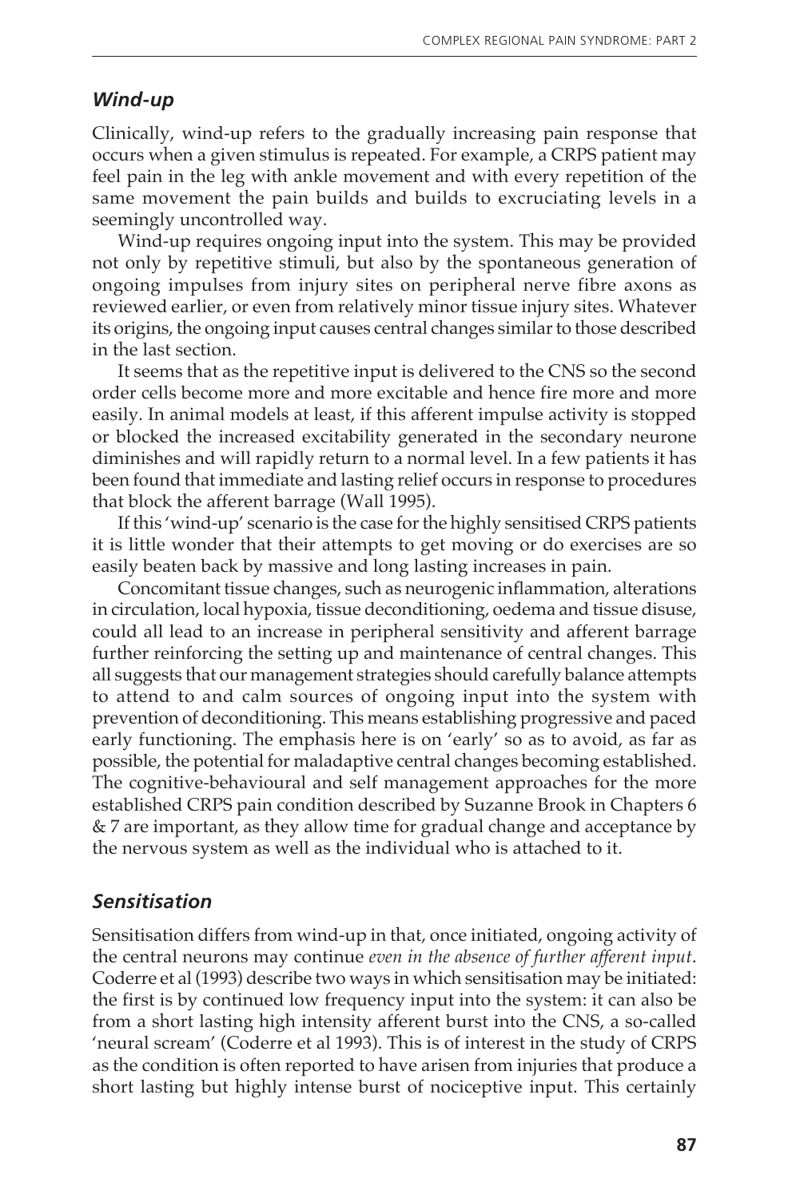### *Wind-up*

Clinically, wind-up refers to the gradually increasing pain response that occurs when a given stimulus is repeated. For example, a CRPS patient may feel pain in the leg with ankle movement and with every repetition of the same movement the pain builds and builds to excruciating levels in a seemingly uncontrolled way.

Wind-up requires ongoing input into the system. This may be provided not only by repetitive stimuli, but also by the spontaneous generation of ongoing impulses from injury sites on peripheral nerve fibre axons as reviewed earlier, or even from relatively minor tissue injury sites. Whatever its origins, the ongoing input causes central changes similar to those described in the last section.

It seems that as the repetitive input is delivered to the CNS so the second order cells become more and more excitable and hence fire more and more easily. In animal models at least, if this afferent impulse activity is stopped or blocked the increased excitability generated in the secondary neurone diminishes and will rapidly return to a normal level. In a few patients it has been found that immediate and lasting relief occurs in response to procedures that block the afferent barrage (Wall 1995).

If this 'wind-up' scenario is the case for the highly sensitised CRPS patients it is little wonder that their attempts to get moving or do exercises are so easily beaten back by massive and long lasting increases in pain.

Concomitant tissue changes, such as neurogenic inflammation, alterations in circulation, local hypoxia, tissue deconditioning, oedema and tissue disuse, could all lead to an increase in peripheral sensitivity and afferent barrage further reinforcing the setting up and maintenance of central changes. This all suggests that our management strategies should carefully balance attempts to attend to and calm sources of ongoing input into the system with prevention of deconditioning. This means establishing progressive and paced early functioning. The emphasis here is on 'early' so as to avoid, as far as possible, the potential for maladaptive central changes becoming established. The cognitive-behavioural and self management approaches for the more established CRPS pain condition described by Suzanne Brook in Chapters 6 & 7 are important, as they allow time for gradual change and acceptance by the nervous system as well as the individual who is attached to it.

### *Sensitisation*

Sensitisation differs from wind-up in that, once initiated, ongoing activity of the central neurons may continue *even in the absence of further afferent input*. Coderre et al (1993) describe two ways in which sensitisation may be initiated: the first is by continued low frequency input into the system: it can also be from a short lasting high intensity afferent burst into the CNS, a so-called 'neural scream' (Coderre et al 1993). This is of interest in the study of CRPS as the condition is often reported to have arisen from injuries that produce a short lasting but highly intense burst of nociceptive input. This certainly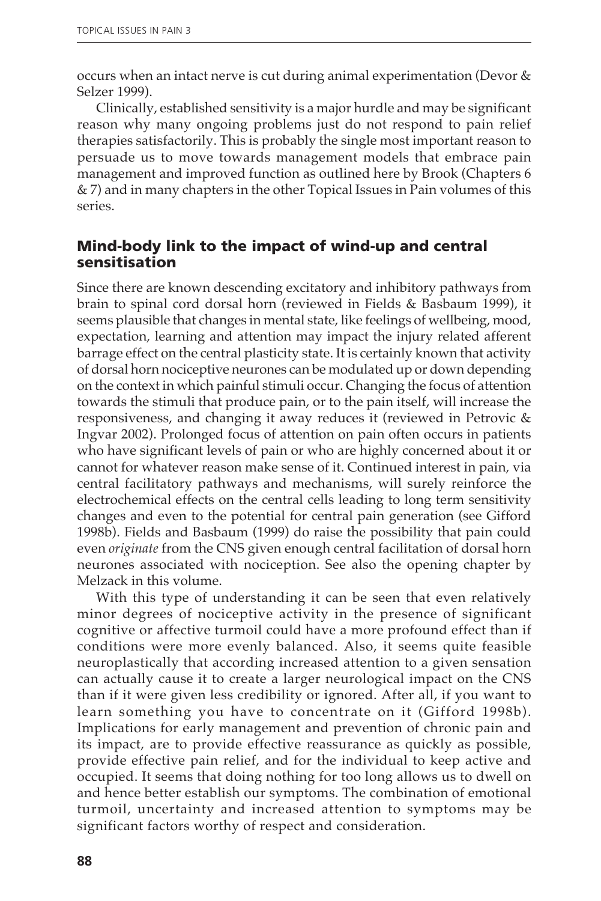occurs when an intact nerve is cut during animal experimentation (Devor & Selzer 1999).

Clinically, established sensitivity is a major hurdle and may be significant reason why many ongoing problems just do not respond to pain relief therapies satisfactorily. This is probably the single most important reason to persuade us to move towards management models that embrace pain management and improved function as outlined here by Brook (Chapters 6 & 7) and in many chapters in the other Topical Issues in Pain volumes of this series.

## Mind-body link to the impact of wind-up and central sensitisation

Since there are known descending excitatory and inhibitory pathways from brain to spinal cord dorsal horn (reviewed in Fields & Basbaum 1999), it seems plausible that changes in mental state, like feelings of wellbeing, mood, expectation, learning and attention may impact the injury related afferent barrage effect on the central plasticity state. It is certainly known that activity of dorsal horn nociceptive neurones can be modulated up or down depending on the context in which painful stimuli occur. Changing the focus of attention towards the stimuli that produce pain, or to the pain itself, will increase the responsiveness, and changing it away reduces it (reviewed in Petrovic & Ingvar 2002). Prolonged focus of attention on pain often occurs in patients who have significant levels of pain or who are highly concerned about it or cannot for whatever reason make sense of it. Continued interest in pain, via central facilitatory pathways and mechanisms, will surely reinforce the electrochemical effects on the central cells leading to long term sensitivity changes and even to the potential for central pain generation (see Gifford 1998b). Fields and Basbaum (1999) do raise the possibility that pain could even *originate* from the CNS given enough central facilitation of dorsal horn neurones associated with nociception. See also the opening chapter by Melzack in this volume.

With this type of understanding it can be seen that even relatively minor degrees of nociceptive activity in the presence of significant cognitive or affective turmoil could have a more profound effect than if conditions were more evenly balanced. Also, it seems quite feasible neuroplastically that according increased attention to a given sensation can actually cause it to create a larger neurological impact on the CNS than if it were given less credibility or ignored. After all, if you want to learn something you have to concentrate on it (Gifford 1998b). Implications for early management and prevention of chronic pain and its impact, are to provide effective reassurance as quickly as possible, provide effective pain relief, and for the individual to keep active and occupied. It seems that doing nothing for too long allows us to dwell on and hence better establish our symptoms. The combination of emotional turmoil, uncertainty and increased attention to symptoms may be significant factors worthy of respect and consideration.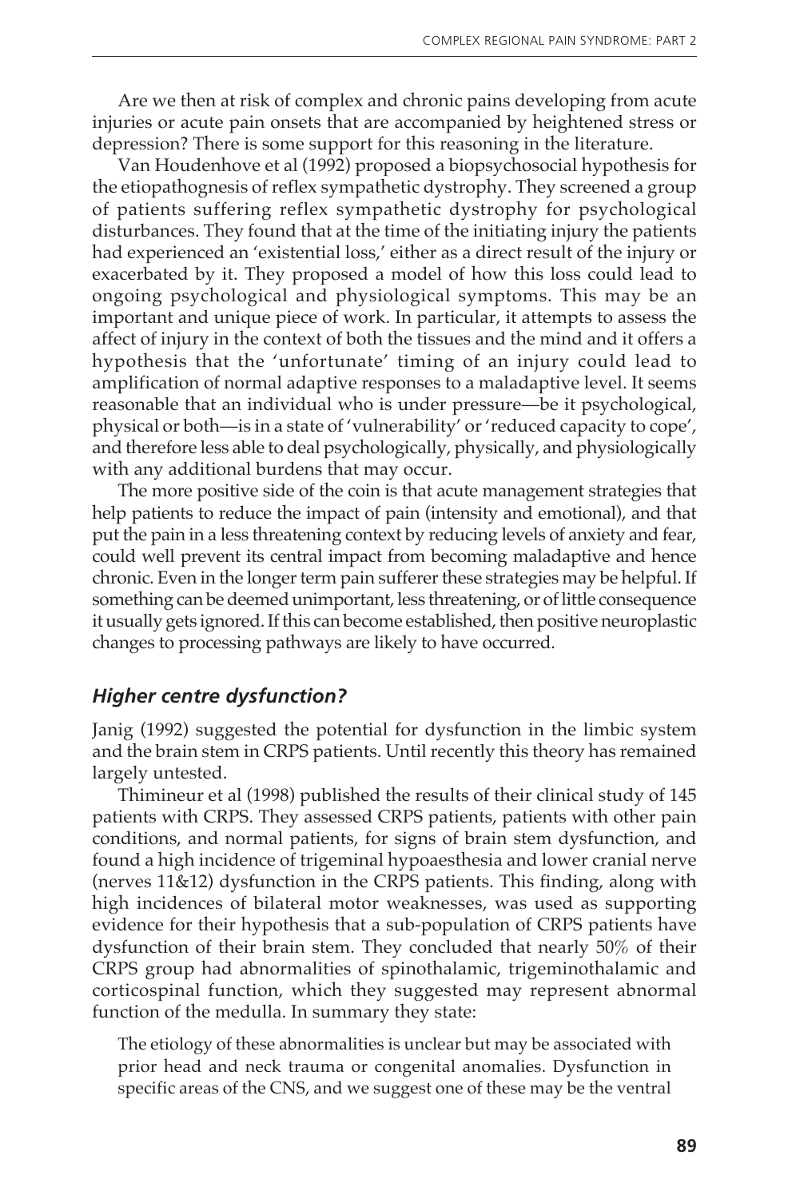Are we then at risk of complex and chronic pains developing from acute injuries or acute pain onsets that are accompanied by heightened stress or depression? There is some support for this reasoning in the literature.

Van Houdenhove et al (1992) proposed a biopsychosocial hypothesis for the etiopathognesis of reflex sympathetic dystrophy. They screened a group of patients suffering reflex sympathetic dystrophy for psychological disturbances. They found that at the time of the initiating injury the patients had experienced an 'existential loss,' either as a direct result of the injury or exacerbated by it. They proposed a model of how this loss could lead to ongoing psychological and physiological symptoms. This may be an important and unique piece of work. In particular, it attempts to assess the affect of injury in the context of both the tissues and the mind and it offers a hypothesis that the 'unfortunate' timing of an injury could lead to amplification of normal adaptive responses to a maladaptive level. It seems reasonable that an individual who is under pressure—be it psychological, physical or both—is in a state of 'vulnerability' or 'reduced capacity to cope', and therefore less able to deal psychologically, physically, and physiologically with any additional burdens that may occur.

The more positive side of the coin is that acute management strategies that help patients to reduce the impact of pain (intensity and emotional), and that put the pain in a less threatening context by reducing levels of anxiety and fear, could well prevent its central impact from becoming maladaptive and hence chronic. Even in the longer term pain sufferer these strategies may be helpful. If something can be deemed unimportant, less threatening, or of little consequence it usually gets ignored. If this can become established, then positive neuroplastic changes to processing pathways are likely to have occurred.

### *Higher centre dysfunction?*

Janig (1992) suggested the potential for dysfunction in the limbic system and the brain stem in CRPS patients. Until recently this theory has remained largely untested.

Thimineur et al (1998) published the results of their clinical study of 145 patients with CRPS. They assessed CRPS patients, patients with other pain conditions, and normal patients, for signs of brain stem dysfunction, and found a high incidence of trigeminal hypoaesthesia and lower cranial nerve (nerves 11&12) dysfunction in the CRPS patients. This finding, along with high incidences of bilateral motor weaknesses, was used as supporting evidence for their hypothesis that a sub-population of CRPS patients have dysfunction of their brain stem. They concluded that nearly 50% of their CRPS group had abnormalities of spinothalamic, trigeminothalamic and corticospinal function, which they suggested may represent abnormal function of the medulla. In summary they state:

> The etiology of these abnormalities is unclear but may be associated with prior head and neck trauma or congenital anomalies. Dysfunction in specific areas of the CNS, and we suggest one of these may be the ventral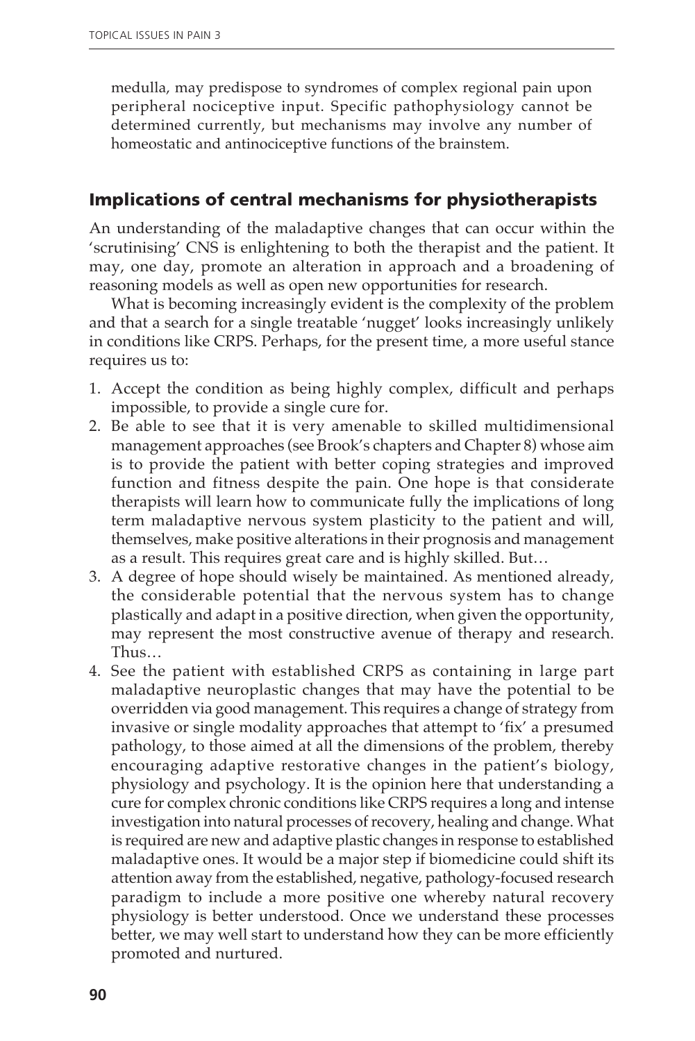medulla, may predispose to syndromes of complex regional pain upon peripheral nociceptive input. Specific pathophysiology cannot be determined currently, but mechanisms may involve any number of homeostatic and antinociceptive functions of the brainstem.

## Implications of central mechanisms for physiotherapists

An understanding of the maladaptive changes that can occur within the 'scrutinising' CNS is enlightening to both the therapist and the patient. It may, one day, promote an alteration in approach and a broadening of reasoning models as well as open new opportunities for research.

What is becoming increasingly evident is the complexity of the problem and that a search for a single treatable 'nugget' looks increasingly unlikely in conditions like CRPS. Perhaps, for the present time, a more useful stance requires us to:

1. Accept the condition as being highly complex, difficult and perhaps impossible, to provide a single cure for.
2. Be able to see that it is very amenable to skilled multidimensional management approaches (see Brook's chapters and Chapter 8) whose aim is to provide the patient with better coping strategies and improved function and fitness despite the pain. One hope is that considerate therapists will learn how to communicate fully the implications of long term maladaptive nervous system plasticity to the patient and will, themselves, make positive alterations in their prognosis and management as a result. This requires great care and is highly skilled. But…
3. A degree of hope should wisely be maintained. As mentioned already, the considerable potential that the nervous system has to change plastically and adapt in a positive direction, when given the opportunity, may represent the most constructive avenue of therapy and research. Thus…
4. See the patient with established CRPS as containing in large part maladaptive neuroplastic changes that may have the potential to be overridden via good management. This requires a change of strategy from invasive or single modality approaches that attempt to 'fix' a presumed pathology, to those aimed at all the dimensions of the problem, thereby encouraging adaptive restorative changes in the patient's biology, physiology and psychology. It is the opinion here that understanding a cure for complex chronic conditions like CRPS requires a long and intense investigation into natural processes of recovery, healing and change. What is required are new and adaptive plastic changes in response to established maladaptive ones. It would be a major step if biomedicine could shift its attention away from the established, negative, pathology-focused research paradigm to include a more positive one whereby natural recovery physiology is better understood. Once we understand these processes better, we may well start to understand how they can be more efficiently promoted and nurtured.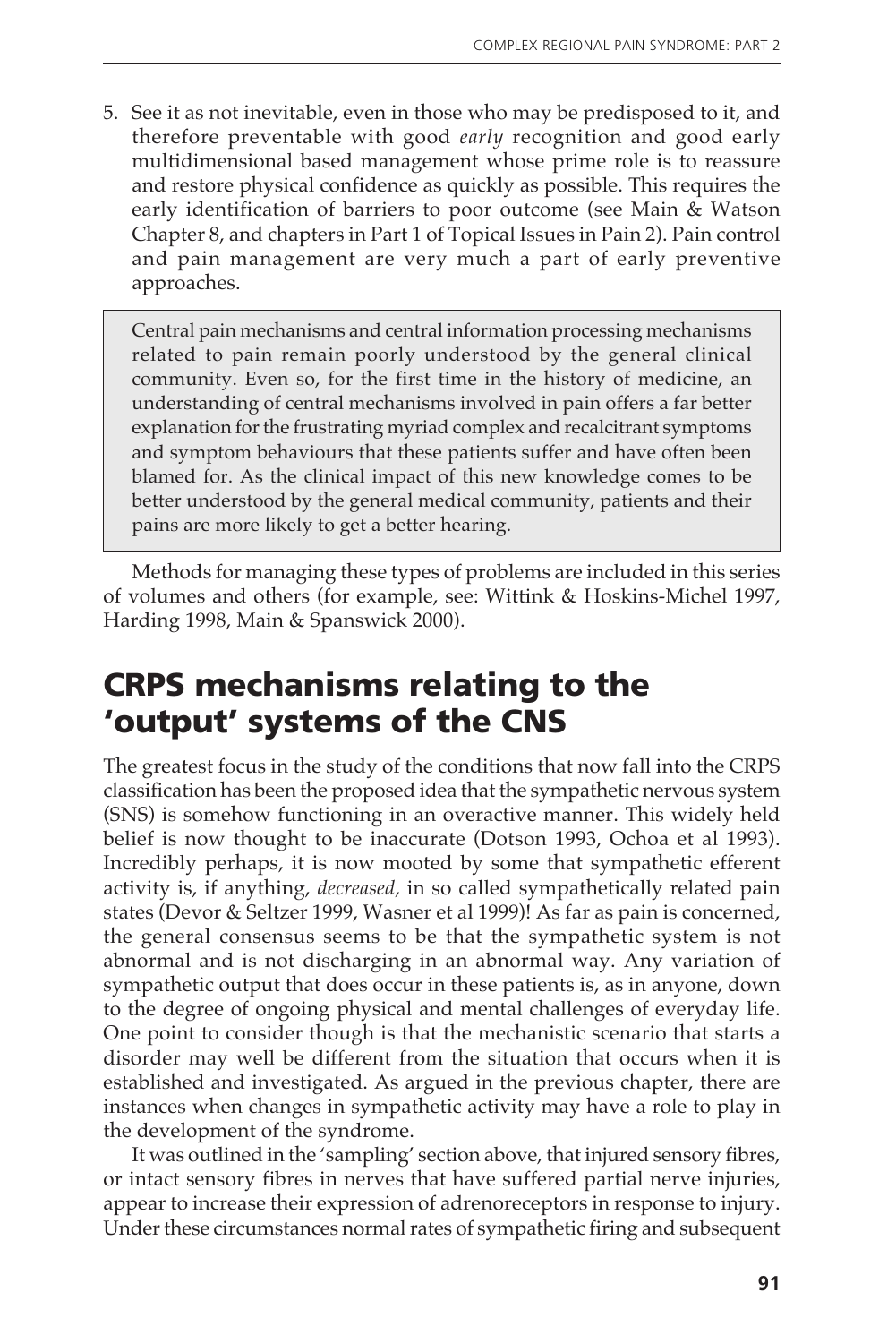5. See it as not inevitable, even in those who may be predisposed to it, and therefore preventable with good *early* recognition and good early multidimensional based management whose prime role is to reassure and restore physical confidence as quickly as possible. This requires the early identification of barriers to poor outcome (see Main & Watson Chapter 8, and chapters in Part 1 of Topical Issues in Pain 2). Pain control and pain management are very much a part of early preventive approaches.

> Central pain mechanisms and central information processing mechanisms related to pain remain poorly understood by the general clinical community. Even so, for the first time in the history of medicine, an understanding of central mechanisms involved in pain offers a far better explanation for the frustrating myriad complex and recalcitrant symptoms and symptom behaviours that these patients suffer and have often been blamed for. As the clinical impact of this new knowledge comes to be better understood by the general medical community, patients and their pains are more likely to get a better hearing.

Methods for managing these types of problems are included in this series of volumes and others (for example, see: Wittink & Hoskins-Michel 1997, Harding 1998, Main & Spanswick 2000).

## CRPS mechanisms relating to the 'output' systems of the CNS

The greatest focus in the study of the conditions that now fall into the CRPS classification has been the proposed idea that the sympathetic nervous system (SNS) is somehow functioning in an overactive manner. This widely held belief is now thought to be inaccurate (Dotson 1993, Ochoa et al 1993). Incredibly perhaps, it is now mooted by some that sympathetic efferent activity is, if anything, *decreased,* in so called sympathetically related pain states (Devor & Seltzer 1999, Wasner et al 1999)! As far as pain is concerned, the general consensus seems to be that the sympathetic system is not abnormal and is not discharging in an abnormal way. Any variation of sympathetic output that does occur in these patients is, as in anyone, down to the degree of ongoing physical and mental challenges of everyday life. One point to consider though is that the mechanistic scenario that starts a disorder may well be different from the situation that occurs when it is established and investigated. As argued in the previous chapter, there are instances when changes in sympathetic activity may have a role to play in the development of the syndrome.

It was outlined in the 'sampling' section above, that injured sensory fibres, or intact sensory fibres in nerves that have suffered partial nerve injuries, appear to increase their expression of adrenoreceptors in response to injury. Under these circumstances normal rates of sympathetic firing and subsequent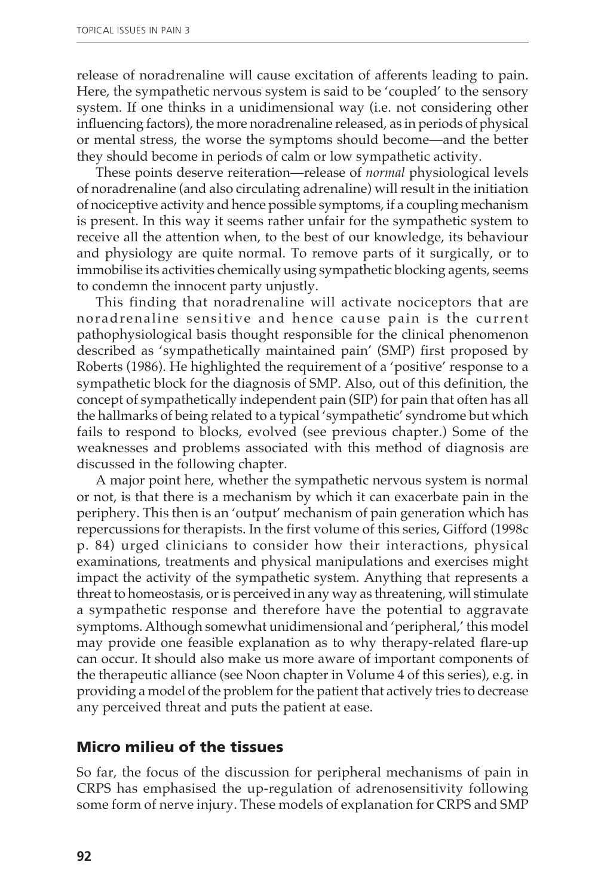release of noradrenaline will cause excitation of afferents leading to pain. Here, the sympathetic nervous system is said to be 'coupled' to the sensory system. If one thinks in a unidimensional way (i.e. not considering other influencing factors), the more noradrenaline released, as in periods of physical or mental stress, the worse the symptoms should become—and the better they should become in periods of calm or low sympathetic activity.

These points deserve reiteration—release of *normal* physiological levels of noradrenaline (and also circulating adrenaline) will result in the initiation of nociceptive activity and hence possible symptoms, if a coupling mechanism is present. In this way it seems rather unfair for the sympathetic system to receive all the attention when, to the best of our knowledge, its behaviour and physiology are quite normal. To remove parts of it surgically, or to immobilise its activities chemically using sympathetic blocking agents, seems to condemn the innocent party unjustly.

This finding that noradrenaline will activate nociceptors that are noradrenaline sensitive and hence cause pain is the current pathophysiological basis thought responsible for the clinical phenomenon described as 'sympathetically maintained pain' (SMP) first proposed by Roberts (1986). He highlighted the requirement of a 'positive' response to a sympathetic block for the diagnosis of SMP. Also, out of this definition, the concept of sympathetically independent pain (SIP) for pain that often has all the hallmarks of being related to a typical 'sympathetic' syndrome but which fails to respond to blocks, evolved (see previous chapter.) Some of the weaknesses and problems associated with this method of diagnosis are discussed in the following chapter.

A major point here, whether the sympathetic nervous system is normal or not, is that there is a mechanism by which it can exacerbate pain in the periphery. This then is an 'output' mechanism of pain generation which has repercussions for therapists. In the first volume of this series, Gifford (1998c p. 84) urged clinicians to consider how their interactions, physical examinations, treatments and physical manipulations and exercises might impact the activity of the sympathetic system. Anything that represents a threat to homeostasis, or is perceived in any way as threatening, will stimulate a sympathetic response and therefore have the potential to aggravate symptoms. Although somewhat unidimensional and 'peripheral,' this model may provide one feasible explanation as to why therapy-related flare-up can occur. It should also make us more aware of important components of the therapeutic alliance (see Noon chapter in Volume 4 of this series), e.g. in providing a model of the problem for the patient that actively tries to decrease any perceived threat and puts the patient at ease.

## Micro milieu of the tissues

So far, the focus of the discussion for peripheral mechanisms of pain in CRPS has emphasised the up-regulation of adrenosensitivity following some form of nerve injury. These models of explanation for CRPS and SMP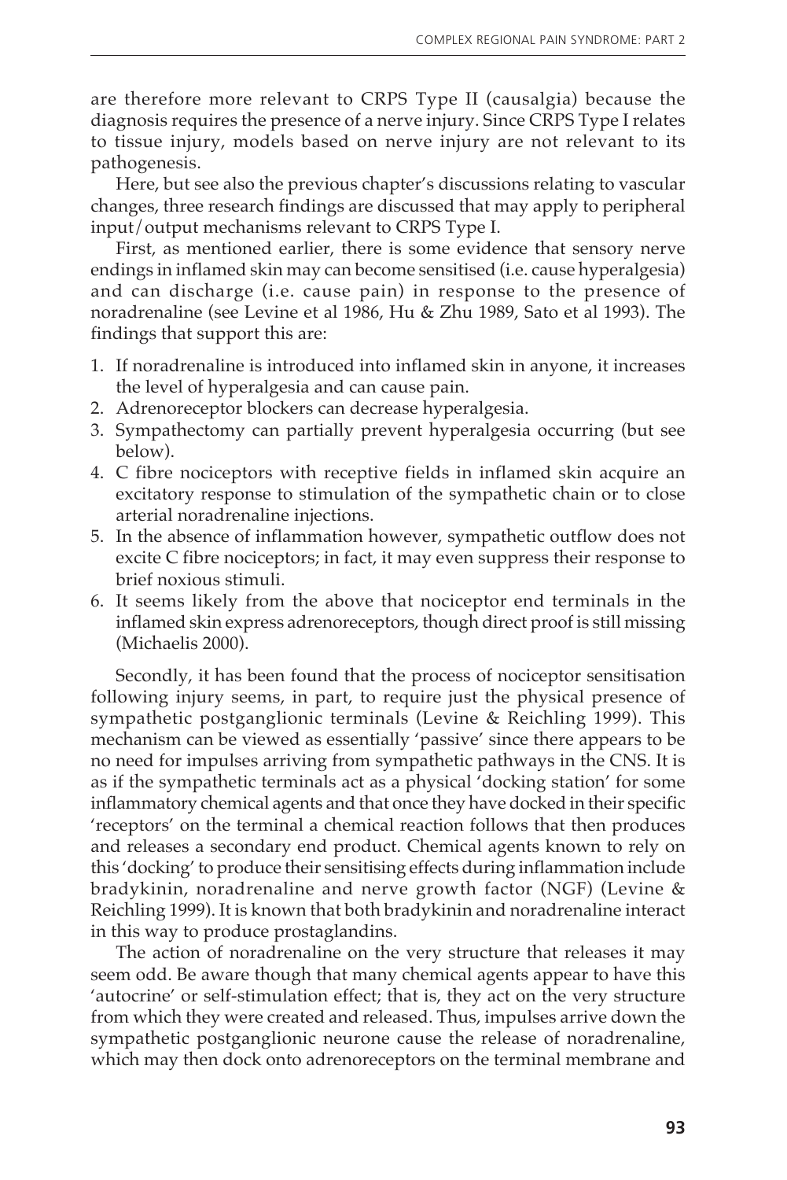are therefore more relevant to CRPS Type II (causalgia) because the diagnosis requires the presence of a nerve injury. Since CRPS Type I relates to tissue injury, models based on nerve injury are not relevant to its pathogenesis.

Here, but see also the previous chapter's discussions relating to vascular changes, three research findings are discussed that may apply to peripheral input/output mechanisms relevant to CRPS Type I.

First, as mentioned earlier, there is some evidence that sensory nerve endings in inflamed skin may can become sensitised (i.e. cause hyperalgesia) and can discharge (i.e. cause pain) in response to the presence of noradrenaline (see Levine et al 1986, Hu & Zhu 1989, Sato et al 1993). The findings that support this are:

1. If noradrenaline is introduced into inflamed skin in anyone, it increases the level of hyperalgesia and can cause pain.
2. Adrenoreceptor blockers can decrease hyperalgesia.
3. Sympathectomy can partially prevent hyperalgesia occurring (but see below).
4. C fibre nociceptors with receptive fields in inflamed skin acquire an excitatory response to stimulation of the sympathetic chain or to close arterial noradrenaline injections.
5. In the absence of inflammation however, sympathetic outflow does not excite C fibre nociceptors; in fact, it may even suppress their response to brief noxious stimuli.
6. It seems likely from the above that nociceptor end terminals in the inflamed skin express adrenoreceptors, though direct proof is still missing (Michaelis 2000).

Secondly, it has been found that the process of nociceptor sensitisation following injury seems, in part, to require just the physical presence of sympathetic postganglionic terminals (Levine & Reichling 1999). This mechanism can be viewed as essentially 'passive' since there appears to be no need for impulses arriving from sympathetic pathways in the CNS. It is as if the sympathetic terminals act as a physical 'docking station' for some inflammatory chemical agents and that once they have docked in their specific 'receptors' on the terminal a chemical reaction follows that then produces and releases a secondary end product. Chemical agents known to rely on this 'docking' to produce their sensitising effects during inflammation include bradykinin, noradrenaline and nerve growth factor (NGF) (Levine & Reichling 1999). It is known that both bradykinin and noradrenaline interact in this way to produce prostaglandins.

The action of noradrenaline on the very structure that releases it may seem odd. Be aware though that many chemical agents appear to have this 'autocrine' or self-stimulation effect; that is, they act on the very structure from which they were created and released. Thus, impulses arrive down the sympathetic postganglionic neurone cause the release of noradrenaline, which may then dock onto adrenoreceptors on the terminal membrane and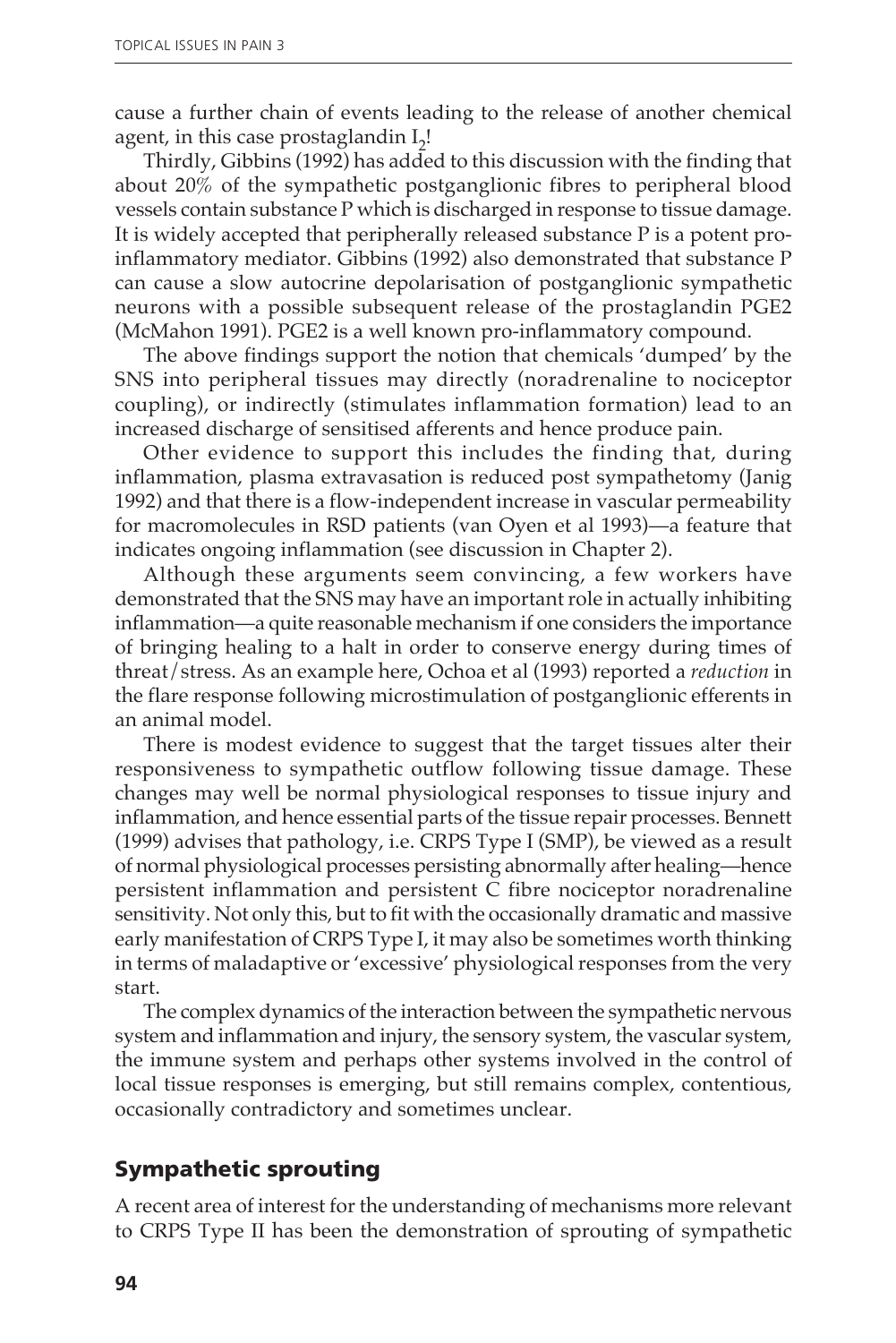cause a further chain of events leading to the release of another chemical agent, in this case prostaglandin $I_2$!

Thirdly, Gibbins (1992) has added to this discussion with the finding that about 20% of the sympathetic postganglionic fibres to peripheral blood vessels contain substance P which is discharged in response to tissue damage. It is widely accepted that peripherally released substance P is a potent pro-inflammatory mediator. Gibbins (1992) also demonstrated that substance P can cause a slow autocrine depolarisation of postganglionic sympathetic neurons with a possible subsequent release of the prostaglandin PGE2 (McMahon 1991). PGE2 is a well known pro-inflammatory compound.

The above findings support the notion that chemicals 'dumped' by the SNS into peripheral tissues may directly (noradrenaline to nociceptor coupling), or indirectly (stimulates inflammation formation) lead to an increased discharge of sensitised afferents and hence produce pain.

Other evidence to support this includes the finding that, during inflammation, plasma extravasation is reduced post sympathetomy (Janig 1992) and that there is a flow-independent increase in vascular permeability for macromolecules in RSD patients (van Oyen et al 1993)—a feature that indicates ongoing inflammation (see discussion in Chapter 2).

Although these arguments seem convincing, a few workers have demonstrated that the SNS may have an important role in actually inhibiting inflammation—a quite reasonable mechanism if one considers the importance of bringing healing to a halt in order to conserve energy during times of threat/stress. As an example here, Ochoa et al (1993) reported a *reduction* in the flare response following microstimulation of postganglionic efferents in an animal model.

There is modest evidence to suggest that the target tissues alter their responsiveness to sympathetic outflow following tissue damage. These changes may well be normal physiological responses to tissue injury and inflammation, and hence essential parts of the tissue repair processes. Bennett (1999) advises that pathology, i.e. CRPS Type I (SMP), be viewed as a result of normal physiological processes persisting abnormally after healing—hence persistent inflammation and persistent C fibre nociceptor noradrenaline sensitivity. Not only this, but to fit with the occasionally dramatic and massive early manifestation of CRPS Type I, it may also be sometimes worth thinking in terms of maladaptive or 'excessive' physiological responses from the very start.

The complex dynamics of the interaction between the sympathetic nervous system and inflammation and injury, the sensory system, the vascular system, the immune system and perhaps other systems involved in the control of local tissue responses is emerging, but still remains complex, contentious, occasionally contradictory and sometimes unclear.

## Sympathetic sprouting

A recent area of interest for the understanding of mechanisms more relevant to CRPS Type II has been the demonstration of sprouting of sympathetic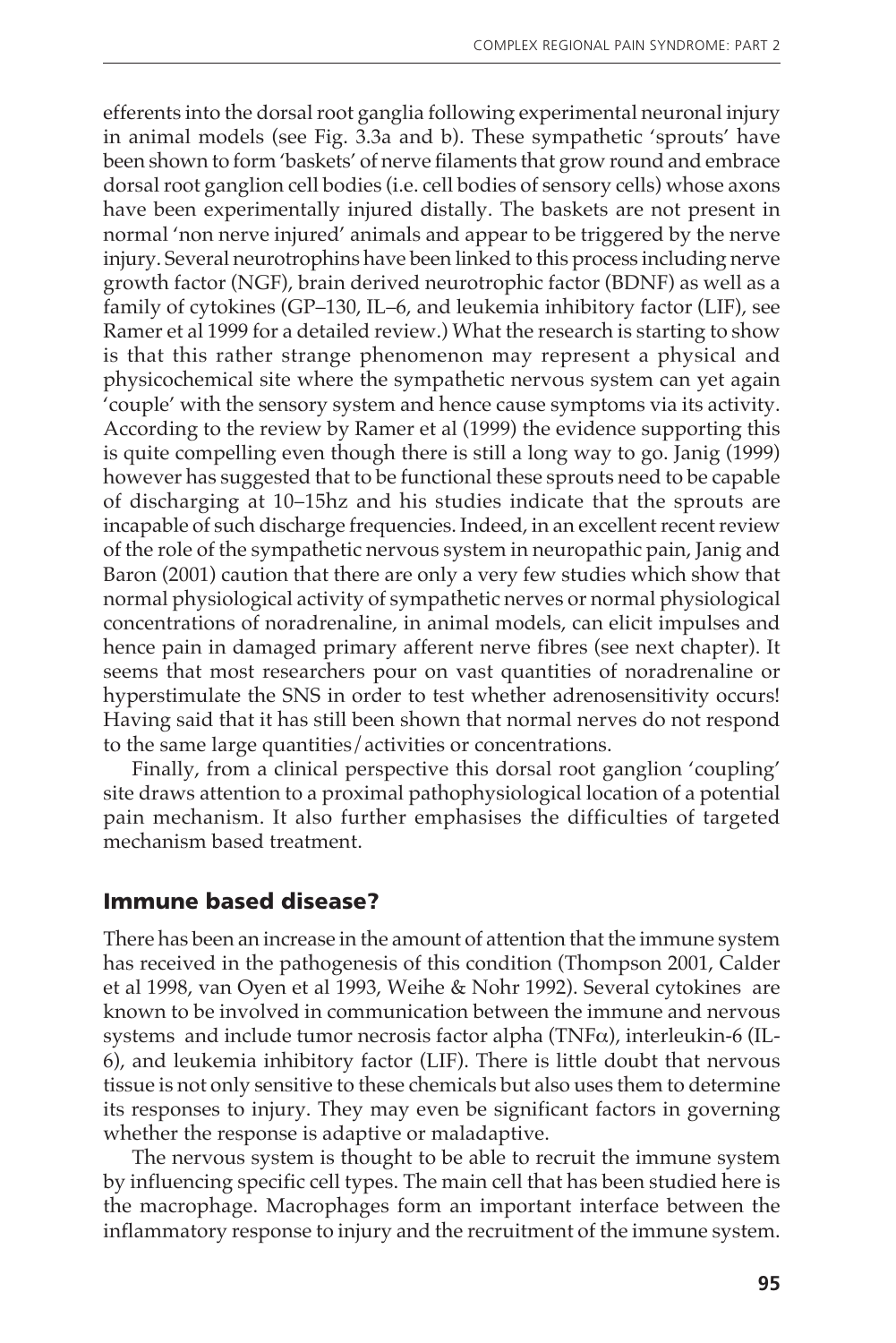efferents into the dorsal root ganglia following experimental neuronal injury in animal models (see Fig. 3.3a and b). These sympathetic 'sprouts' have been shown to form 'baskets' of nerve filaments that grow round and embrace dorsal root ganglion cell bodies (i.e. cell bodies of sensory cells) whose axons have been experimentally injured distally. The baskets are not present in normal 'non nerve injured' animals and appear to be triggered by the nerve injury. Several neurotrophins have been linked to this process including nerve growth factor (NGF), brain derived neurotrophic factor (BDNF) as well as a family of cytokines (GP–130, IL–6, and leukemia inhibitory factor (LIF), see Ramer et al 1999 for a detailed review.) What the research is starting to show is that this rather strange phenomenon may represent a physical and physicochemical site where the sympathetic nervous system can yet again 'couple' with the sensory system and hence cause symptoms via its activity. According to the review by Ramer et al (1999) the evidence supporting this is quite compelling even though there is still a long way to go. Janig (1999) however has suggested that to be functional these sprouts need to be capable of discharging at 10–15hz and his studies indicate that the sprouts are incapable of such discharge frequencies. Indeed, in an excellent recent review of the role of the sympathetic nervous system in neuropathic pain, Janig and Baron (2001) caution that there are only a very few studies which show that normal physiological activity of sympathetic nerves or normal physiological concentrations of noradrenaline, in animal models, can elicit impulses and hence pain in damaged primary afferent nerve fibres (see next chapter). It seems that most researchers pour on vast quantities of noradrenaline or hyperstimulate the SNS in order to test whether adrenosensitivity occurs! Having said that it has still been shown that normal nerves do not respond to the same large quantities/activities or concentrations.

Finally, from a clinical perspective this dorsal root ganglion 'coupling' site draws attention to a proximal pathophysiological location of a potential pain mechanism. It also further emphasises the difficulties of targeted mechanism based treatment.

## Immune based disease?

There has been an increase in the amount of attention that the immune system has received in the pathogenesis of this condition (Thompson 2001, Calder et al 1998, van Oyen et al 1993, Weihe & Nohr 1992). Several cytokines are known to be involved in communication between the immune and nervous systems and include tumor necrosis factor alpha (TNF$\alpha$), interleukin-6 (IL-6), and leukemia inhibitory factor (LIF). There is little doubt that nervous tissue is not only sensitive to these chemicals but also uses them to determine its responses to injury. They may even be significant factors in governing whether the response is adaptive or maladaptive.

The nervous system is thought to be able to recruit the immune system by influencing specific cell types. The main cell that has been studied here is the macrophage. Macrophages form an important interface between the inflammatory response to injury and the recruitment of the immune system.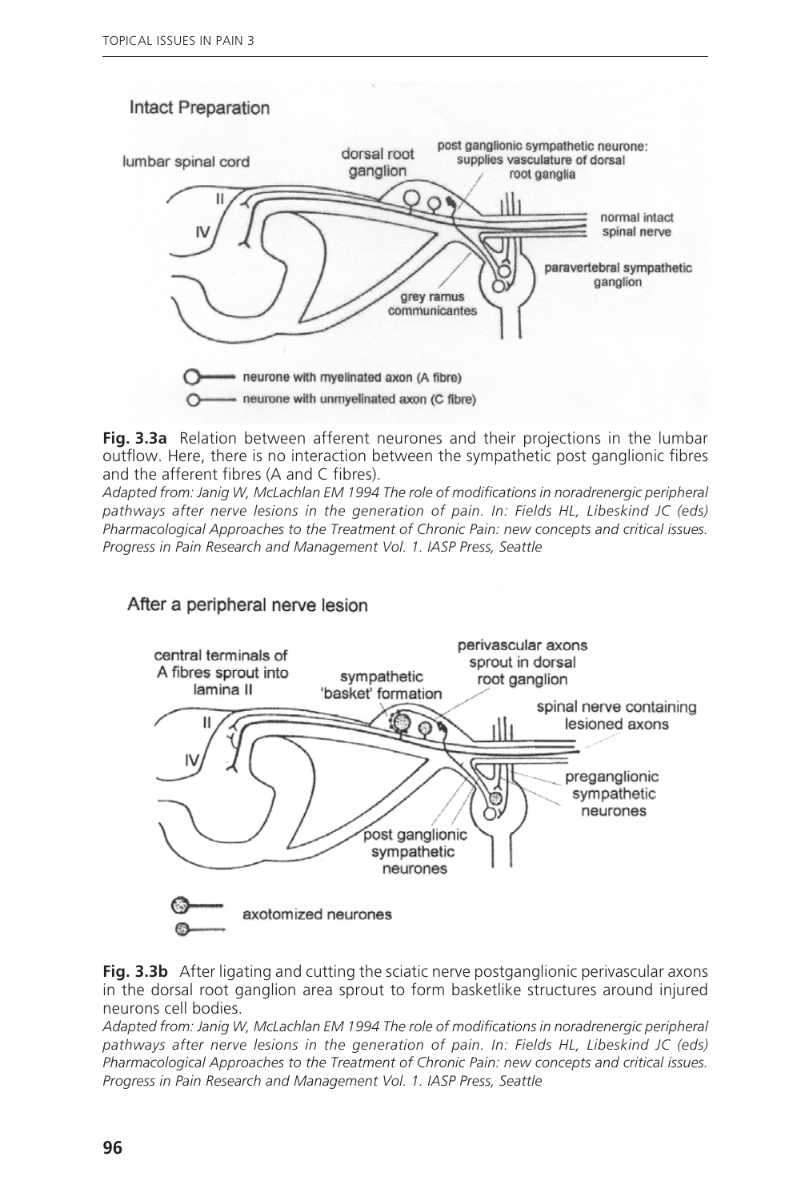**Fig. 3.3a** Relation between afferent neurones and their projections in the lumbar outflow. Here, there is no interaction between the sympathetic post ganglionic fibres and the afferent fibres (A and C fibres).
*Adapted from: Janig W, McLachlan EM 1994 The role of modifications in noradrenergic peripheral pathways after nerve lesions in the generation of pain. In: Fields HL, Libeskind JC (eds) Pharmacological Approaches to the Treatment of Chronic Pain: new concepts and critical issues. Progress in Pain Research and Management Vol. 1. IASP Press, Seattle*

**Fig. 3.3b** After ligating and cutting the sciatic nerve postganglionic perivascular axons in the dorsal root ganglion area sprout to form basketlike structures around injured neurons cell bodies.
*Adapted from: Janig W, McLachlan EM 1994 The role of modifications in noradrenergic peripheral pathways after nerve lesions in the generation of pain. In: Fields HL, Libeskind JC (eds) Pharmacological Approaches to the Treatment of Chronic Pain: new concepts and critical issues. Progress in Pain Research and Management Vol. 1. IASP Press, Seattle*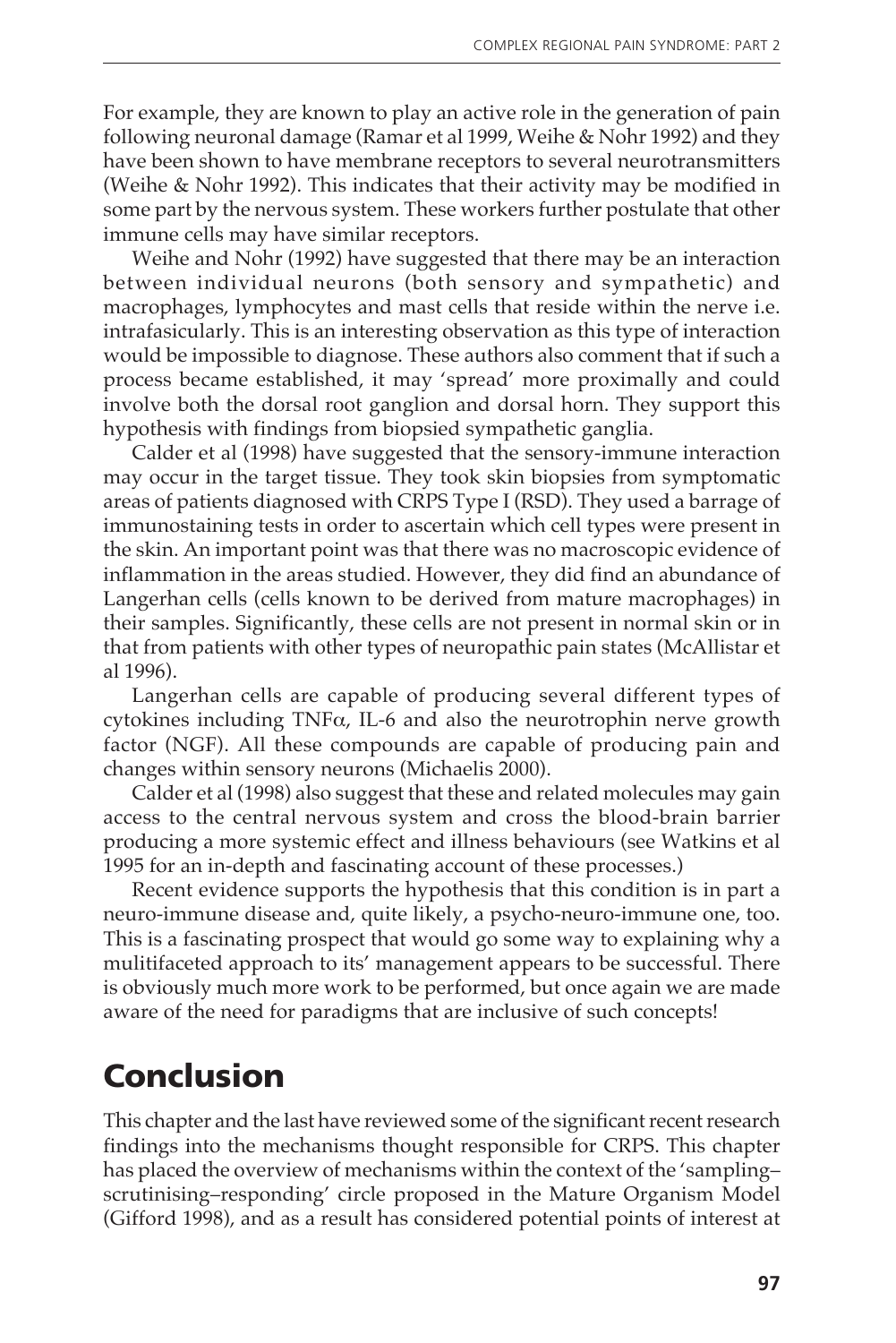For example, they are known to play an active role in the generation of pain following neuronal damage (Ramar et al 1999, Weihe & Nohr 1992) and they have been shown to have membrane receptors to several neurotransmitters (Weihe & Nohr 1992). This indicates that their activity may be modified in some part by the nervous system. These workers further postulate that other immune cells may have similar receptors.

Weihe and Nohr (1992) have suggested that there may be an interaction between individual neurons (both sensory and sympathetic) and macrophages, lymphocytes and mast cells that reside within the nerve i.e. intrafasicularly. This is an interesting observation as this type of interaction would be impossible to diagnose. These authors also comment that if such a process became established, it may 'spread' more proximally and could involve both the dorsal root ganglion and dorsal horn. They support this hypothesis with findings from biopsied sympathetic ganglia.

Calder et al (1998) have suggested that the sensory-immune interaction may occur in the target tissue. They took skin biopsies from symptomatic areas of patients diagnosed with CRPS Type I (RSD). They used a barrage of immunostaining tests in order to ascertain which cell types were present in the skin. An important point was that there was no macroscopic evidence of inflammation in the areas studied. However, they did find an abundance of Langerhan cells (cells known to be derived from mature macrophages) in their samples. Significantly, these cells are not present in normal skin or in that from patients with other types of neuropathic pain states (McAllistar et al 1996).

Langerhan cells are capable of producing several different types of cytokines including TNF$\alpha$, IL-6 and also the neurotrophin nerve growth factor (NGF). All these compounds are capable of producing pain and changes within sensory neurons (Michaelis 2000).

Calder et al (1998) also suggest that these and related molecules may gain access to the central nervous system and cross the blood-brain barrier producing a more systemic effect and illness behaviours (see Watkins et al 1995 for an in-depth and fascinating account of these processes.)

Recent evidence supports the hypothesis that this condition is in part a neuro-immune disease and, quite likely, a psycho-neuro-immune one, too. This is a fascinating prospect that would go some way to explaining why a mulitifaceted approach to its' management appears to be successful. There is obviously much more work to be performed, but once again we are made aware of the need for paradigms that are inclusive of such concepts!

## Conclusion

This chapter and the last have reviewed some of the significant recent research findings into the mechanisms thought responsible for CRPS. This chapter has placed the overview of mechanisms within the context of the 'sampling–scrutinising–responding' circle proposed in the Mature Organism Model (Gifford 1998), and as a result has considered potential points of interest at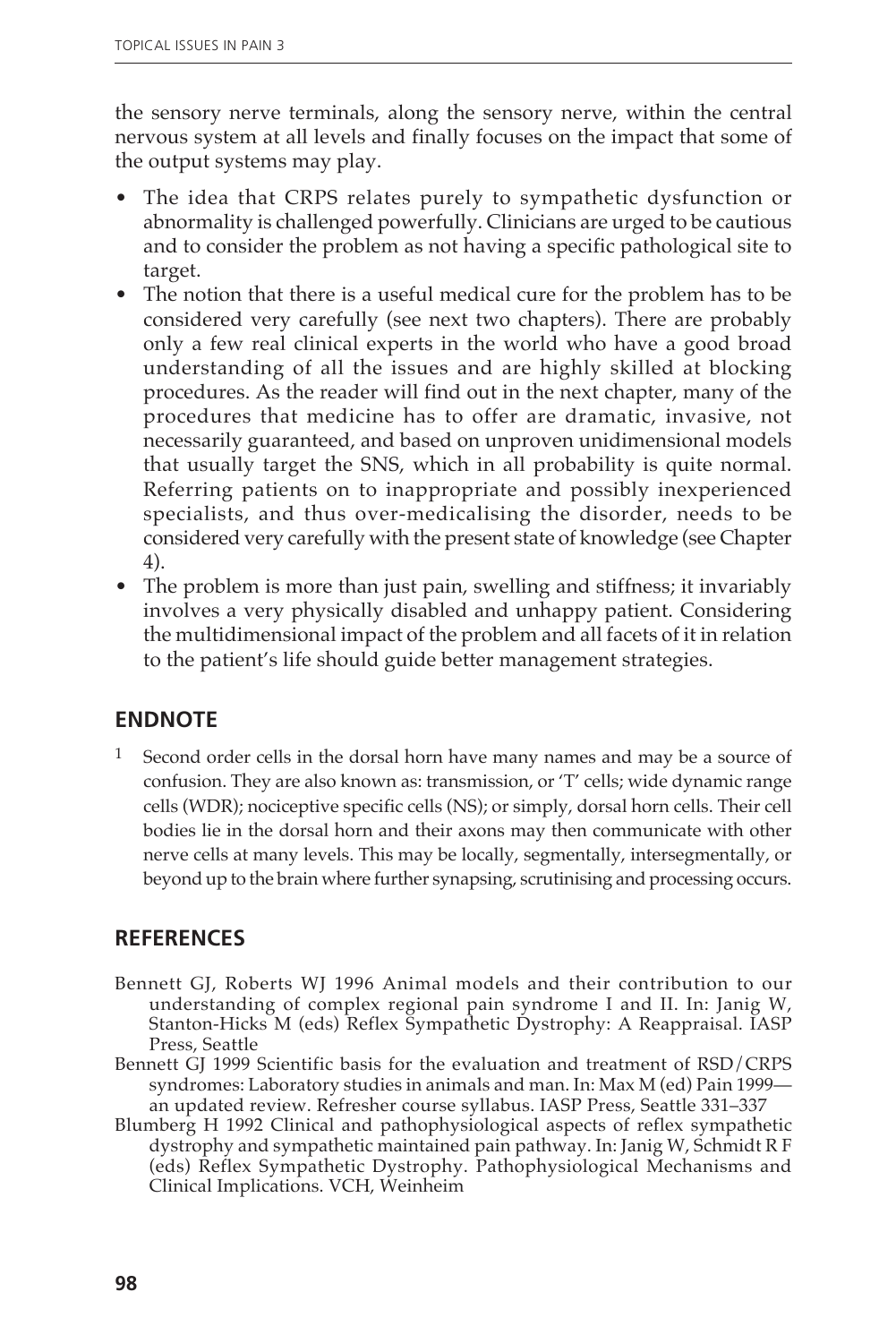the sensory nerve terminals, along the sensory nerve, within the central nervous system at all levels and finally focuses on the impact that some of the output systems may play.

- The idea that CRPS relates purely to sympathetic dysfunction or abnormality is challenged powerfully. Clinicians are urged to be cautious and to consider the problem as not having a specific pathological site to target.
- The notion that there is a useful medical cure for the problem has to be considered very carefully (see next two chapters). There are probably only a few real clinical experts in the world who have a good broad understanding of all the issues and are highly skilled at blocking procedures. As the reader will find out in the next chapter, many of the procedures that medicine has to offer are dramatic, invasive, not necessarily guaranteed, and based on unproven unidimensional models that usually target the SNS, which in all probability is quite normal. Referring patients on to inappropriate and possibly inexperienced specialists, and thus over-medicalising the disorder, needs to be considered very carefully with the present state of knowledge (see Chapter 4).
- The problem is more than just pain, swelling and stiffness; it invariably involves a very physically disabled and unhappy patient. Considering the multidimensional impact of the problem and all facets of it in relation to the patient's life should guide better management strategies.

## ENDNOTE

[1] Second order cells in the dorsal horn have many names and may be a source of confusion. They are also known as: transmission, or 'T' cells; wide dynamic range cells (WDR); nociceptive specific cells (NS); or simply, dorsal horn cells. Their cell bodies lie in the dorsal horn and their axons may then communicate with other nerve cells at many levels. This may be locally, segmentally, intersegmentally, or beyond up to the brain where further synapsing, scrutinising and processing occurs.

## REFERENCES

Bennett GJ, Roberts WJ 1996 Animal models and their contribution to our understanding of complex regional pain syndrome I and II. In: Janig W, Stanton-Hicks M (eds) Reflex Sympathetic Dystrophy: A Reappraisal. IASP Press, Seattle

Bennett GJ 1999 Scientific basis for the evaluation and treatment of RSD/CRPS syndromes: Laboratory studies in animals and man. In: Max M (ed) Pain 1999—an updated review. Refresher course syllabus. IASP Press, Seattle 331–337

Blumberg H 1992 Clinical and pathophysiological aspects of reflex sympathetic dystrophy and sympathetic maintained pain pathway. In: Janig W, Schmidt R F (eds) Reflex Sympathetic Dystrophy. Pathophysiological Mechanisms and Clinical Implications. VCH, Weinheim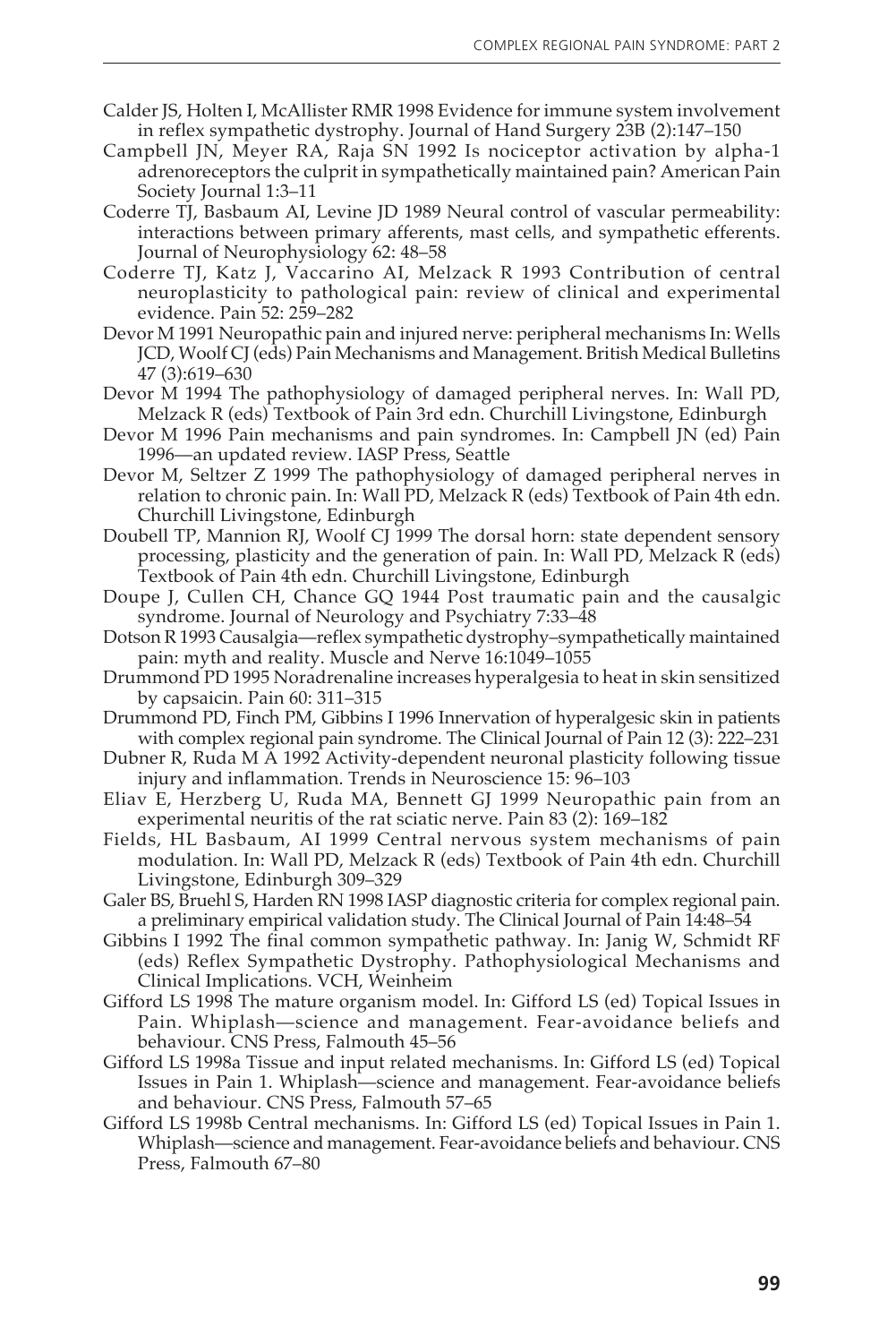Calder JS, Holten I, McAllister RMR 1998 Evidence for immune system involvement in reflex sympathetic dystrophy. Journal of Hand Surgery 23B (2):147–150

Campbell JN, Meyer RA, Raja SN 1992 Is nociceptor activation by alpha-1 adrenoreceptors the culprit in sympathetically maintained pain? American Pain Society Journal 1:3–11

Coderre TJ, Basbaum AI, Levine JD 1989 Neural control of vascular permeability: interactions between primary afferents, mast cells, and sympathetic efferents. Journal of Neurophysiology 62: 48–58

Coderre TJ, Katz J, Vaccarino AI, Melzack R 1993 Contribution of central neuroplasticity to pathological pain: review of clinical and experimental evidence. Pain 52: 259–282

Devor M 1991 Neuropathic pain and injured nerve: peripheral mechanisms In: Wells JCD, Woolf CJ (eds) Pain Mechanisms and Management. British Medical Bulletins 47 (3):619–630

Devor M 1994 The pathophysiology of damaged peripheral nerves. In: Wall PD, Melzack R (eds) Textbook of Pain 3rd edn. Churchill Livingstone, Edinburgh

Devor M 1996 Pain mechanisms and pain syndromes. In: Campbell JN (ed) Pain 1996—an updated review. IASP Press, Seattle

Devor M, Seltzer Z 1999 The pathophysiology of damaged peripheral nerves in relation to chronic pain. In: Wall PD, Melzack R (eds) Textbook of Pain 4th edn. Churchill Livingstone, Edinburgh

Doubell TP, Mannion RJ, Woolf CJ 1999 The dorsal horn: state dependent sensory processing, plasticity and the generation of pain. In: Wall PD, Melzack R (eds) Textbook of Pain 4th edn. Churchill Livingstone, Edinburgh

Doupe J, Cullen CH, Chance GQ 1944 Post traumatic pain and the causalgic syndrome. Journal of Neurology and Psychiatry 7:33–48

Dotson R 1993 Causalgia—reflex sympathetic dystrophy–sympathetically maintained pain: myth and reality. Muscle and Nerve 16:1049–1055

Drummond PD 1995 Noradrenaline increases hyperalgesia to heat in skin sensitized by capsaicin. Pain 60: 311–315

Drummond PD, Finch PM, Gibbins I 1996 Innervation of hyperalgesic skin in patients with complex regional pain syndrome. The Clinical Journal of Pain 12 (3): 222–231

Dubner R, Ruda M A 1992 Activity-dependent neuronal plasticity following tissue injury and inflammation. Trends in Neuroscience 15: 96–103

Eliav E, Herzberg U, Ruda MA, Bennett GJ 1999 Neuropathic pain from an experimental neuritis of the rat sciatic nerve. Pain 83 (2): 169–182

Fields, HL Basbaum, AI 1999 Central nervous system mechanisms of pain modulation. In: Wall PD, Melzack R (eds) Textbook of Pain 4th edn. Churchill Livingstone, Edinburgh 309–329

Galer BS, Bruehl S, Harden RN 1998 IASP diagnostic criteria for complex regional pain. a preliminary empirical validation study. The Clinical Journal of Pain 14:48–54

Gibbins I 1992 The final common sympathetic pathway. In: Janig W, Schmidt RF (eds) Reflex Sympathetic Dystrophy. Pathophysiological Mechanisms and Clinical Implications. VCH, Weinheim

Gifford LS 1998 The mature organism model. In: Gifford LS (ed) Topical Issues in Pain. Whiplash—science and management. Fear-avoidance beliefs and behaviour. CNS Press, Falmouth 45–56

Gifford LS 1998a Tissue and input related mechanisms. In: Gifford LS (ed) Topical Issues in Pain 1. Whiplash—science and management. Fear-avoidance beliefs and behaviour. CNS Press, Falmouth 57–65

Gifford LS 1998b Central mechanisms. In: Gifford LS (ed) Topical Issues in Pain 1. Whiplash—science and management. Fear-avoidance beliefs and behaviour. CNS Press, Falmouth 67–80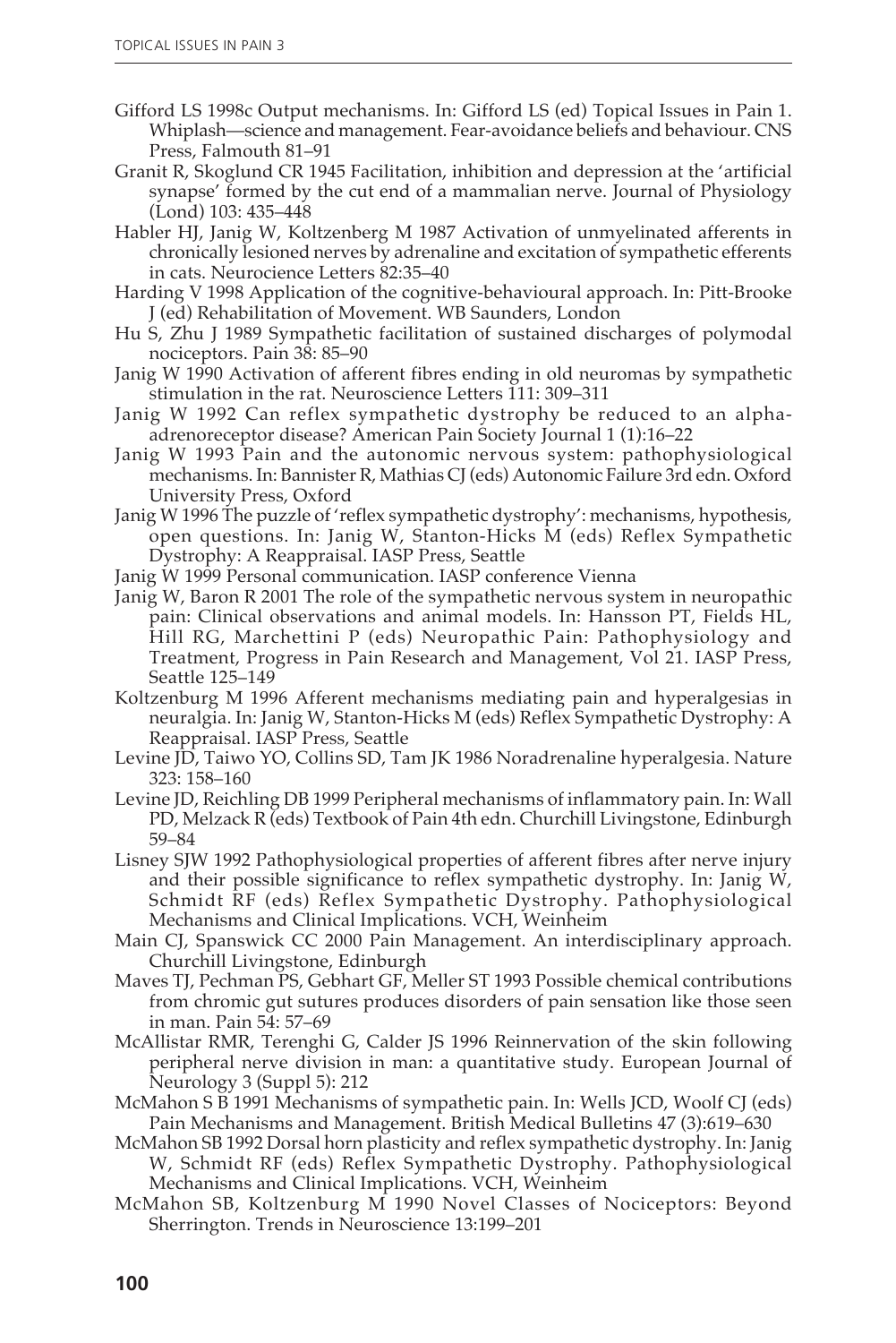Gifford LS 1998c Output mechanisms. In: Gifford LS (ed) Topical Issues in Pain 1. Whiplash—science and management. Fear-avoidance beliefs and behaviour. CNS Press, Falmouth 81–91

Granit R, Skoglund CR 1945 Facilitation, inhibition and depression at the 'artificial synapse' formed by the cut end of a mammalian nerve. Journal of Physiology (Lond) 103: 435–448

Habler HJ, Janig W, Koltzenberg M 1987 Activation of unmyelinated afferents in chronically lesioned nerves by adrenaline and excitation of sympathetic efferents in cats. Neurocience Letters 82:35–40

Harding V 1998 Application of the cognitive-behavioural approach. In: Pitt-Brooke J (ed) Rehabilitation of Movement. WB Saunders, London

Hu S, Zhu J 1989 Sympathetic facilitation of sustained discharges of polymodal nociceptors. Pain 38: 85–90

Janig W 1990 Activation of afferent fibres ending in old neuromas by sympathetic stimulation in the rat. Neuroscience Letters 111: 309–311

Janig W 1992 Can reflex sympathetic dystrophy be reduced to an alpha-adrenoreceptor disease? American Pain Society Journal 1 (1):16–22

Janig W 1993 Pain and the autonomic nervous system: pathophysiological mechanisms. In: Bannister R, Mathias CJ (eds) Autonomic Failure 3rd edn. Oxford University Press, Oxford

Janig W 1996 The puzzle of 'reflex sympathetic dystrophy': mechanisms, hypothesis, open questions. In: Janig W, Stanton-Hicks M (eds) Reflex Sympathetic Dystrophy: A Reappraisal. IASP Press, Seattle

Janig W 1999 Personal communication. IASP conference Vienna

Janig W, Baron R 2001 The role of the sympathetic nervous system in neuropathic pain: Clinical observations and animal models. In: Hansson PT, Fields HL, Hill RG, Marchettini P (eds) Neuropathic Pain: Pathophysiology and Treatment, Progress in Pain Research and Management, Vol 21. IASP Press, Seattle 125–149

Koltzenburg M 1996 Afferent mechanisms mediating pain and hyperalgesias in neuralgia. In: Janig W, Stanton-Hicks M (eds) Reflex Sympathetic Dystrophy: A Reappraisal. IASP Press, Seattle

Levine JD, Taiwo YO, Collins SD, Tam JK 1986 Noradrenaline hyperalgesia. Nature 323: 158–160

Levine JD, Reichling DB 1999 Peripheral mechanisms of inflammatory pain. In: Wall PD, Melzack R (eds) Textbook of Pain 4th edn. Churchill Livingstone, Edinburgh 59–84

Lisney SJW 1992 Pathophysiological properties of afferent fibres after nerve injury and their possible significance to reflex sympathetic dystrophy. In: Janig W, Schmidt RF (eds) Reflex Sympathetic Dystrophy. Pathophysiological Mechanisms and Clinical Implications. VCH, Weinheim

Main CJ, Spanswick CC 2000 Pain Management. An interdisciplinary approach. Churchill Livingstone, Edinburgh

Maves TJ, Pechman PS, Gebhart GF, Meller ST 1993 Possible chemical contributions from chromic gut sutures produces disorders of pain sensation like those seen in man. Pain 54: 57–69

McAllistar RMR, Terenghi G, Calder JS 1996 Reinnervation of the skin following peripheral nerve division in man: a quantitative study. European Journal of Neurology 3 (Suppl 5): 212

McMahon S B 1991 Mechanisms of sympathetic pain. In: Wells JCD, Woolf CJ (eds) Pain Mechanisms and Management. British Medical Bulletins 47 (3):619–630

McMahon SB 1992 Dorsal horn plasticity and reflex sympathetic dystrophy. In: Janig W, Schmidt RF (eds) Reflex Sympathetic Dystrophy. Pathophysiological Mechanisms and Clinical Implications. VCH, Weinheim

McMahon SB, Koltzenburg M 1990 Novel Classes of Nociceptors: Beyond Sherrington. Trends in Neuroscience 13:199–201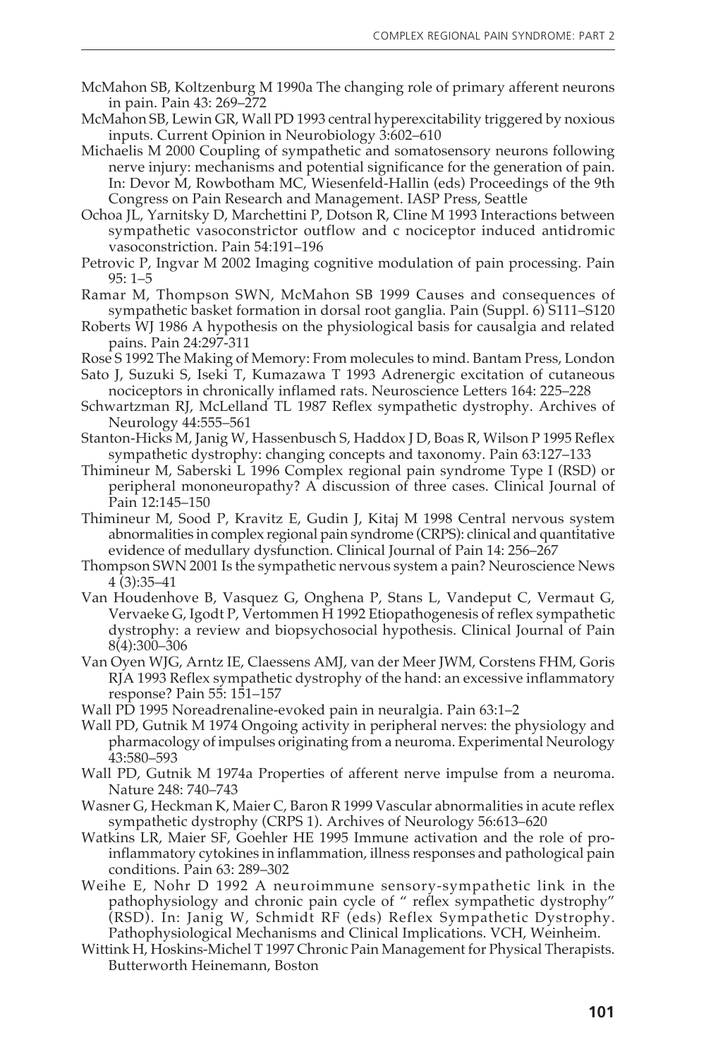McMahon SB, Koltzenburg M 1990a The changing role of primary afferent neurons in pain. Pain 43: 269–272

McMahon SB, Lewin GR, Wall PD 1993 central hyperexcitability triggered by noxious inputs. Current Opinion in Neurobiology 3:602–610

Michaelis M 2000 Coupling of sympathetic and somatosensory neurons following nerve injury: mechanisms and potential significance for the generation of pain. In: Devor M, Rowbotham MC, Wiesenfeld-Hallin (eds) Proceedings of the 9th Congress on Pain Research and Management. IASP Press, Seattle

Ochoa JL, Yarnitsky D, Marchettini P, Dotson R, Cline M 1993 Interactions between sympathetic vasoconstrictor outflow and c nociceptor induced antidromic vasoconstriction. Pain 54:191–196

Petrovic P, Ingvar M 2002 Imaging cognitive modulation of pain processing. Pain 95: 1–5

Ramar M, Thompson SWN, McMahon SB 1999 Causes and consequences of sympathetic basket formation in dorsal root ganglia. Pain (Suppl. 6) S111–S120

Roberts WJ 1986 A hypothesis on the physiological basis for causalgia and related pains. Pain 24:297-311

Rose S 1992 The Making of Memory: From molecules to mind. Bantam Press, London

Sato J, Suzuki S, Iseki T, Kumazawa T 1993 Adrenergic excitation of cutaneous nociceptors in chronically inflamed rats. Neuroscience Letters 164: 225–228

Schwartzman RJ, McLelland TL 1987 Reflex sympathetic dystrophy. Archives of Neurology 44:555–561

Stanton-Hicks M, Janig W, Hassenbusch S, Haddox J D, Boas R, Wilson P 1995 Reflex sympathetic dystrophy: changing concepts and taxonomy. Pain 63:127–133

Thimineur M, Saberski L 1996 Complex regional pain syndrome Type I (RSD) or peripheral mononeuropathy? A discussion of three cases. Clinical Journal of Pain 12:145–150

Thimineur M, Sood P, Kravitz E, Gudin J, Kitaj M 1998 Central nervous system abnormalities in complex regional pain syndrome (CRPS): clinical and quantitative evidence of medullary dysfunction. Clinical Journal of Pain 14: 256–267

Thompson SWN 2001 Is the sympathetic nervous system a pain? Neuroscience News 4 (3):35–41

Van Houdenhove B, Vasquez G, Onghena P, Stans L, Vandeput C, Vermaut G, Vervaeke G, Igodt P, Vertommen H 1992 Etiopathogenesis of reflex sympathetic dystrophy: a review and biopsychosocial hypothesis. Clinical Journal of Pain 8(4):300–306

Van Oyen WJG, Arntz IE, Claessens AMJ, van der Meer JWM, Corstens FHM, Goris RJA 1993 Reflex sympathetic dystrophy of the hand: an excessive inflammatory response? Pain 55: 151–157

Wall PD 1995 Noreadrenaline-evoked pain in neuralgia. Pain 63:1–2

Wall PD, Gutnik M 1974 Ongoing activity in peripheral nerves: the physiology and pharmacology of impulses originating from a neuroma. Experimental Neurology 43:580–593

Wall PD, Gutnik M 1974a Properties of afferent nerve impulse from a neuroma. Nature 248: 740–743

Wasner G, Heckman K, Maier C, Baron R 1999 Vascular abnormalities in acute reflex sympathetic dystrophy (CRPS 1). Archives of Neurology 56:613–620

Watkins LR, Maier SF, Goehler HE 1995 Immune activation and the role of pro-inflammatory cytokines in inflammation, illness responses and pathological pain conditions. Pain 63: 289–302

Weihe E, Nohr D 1992 A neuroimmune sensory-sympathetic link in the pathophysiology and chronic pain cycle of " reflex sympathetic dystrophy" (RSD). In: Janig W, Schmidt RF (eds) Reflex Sympathetic Dystrophy. Pathophysiological Mechanisms and Clinical Implications. VCH, Weinheim.

Wittink H, Hoskins-Michel T 1997 Chronic Pain Management for Physical Therapists. Butterworth Heinemann, Boston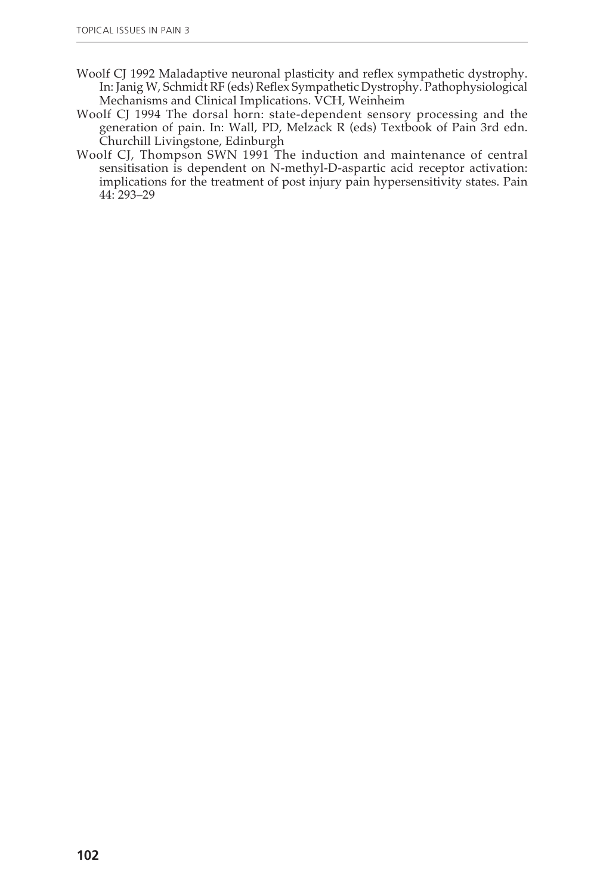Woolf CJ 1992 Maladaptive neuronal plasticity and reflex sympathetic dystrophy. In: Janig W, Schmidt RF (eds) Reflex Sympathetic Dystrophy. Pathophysiological Mechanisms and Clinical Implications. VCH, Weinheim

Woolf CJ 1994 The dorsal horn: state-dependent sensory processing and the generation of pain. In: Wall, PD, Melzack R (eds) Textbook of Pain 3rd edn. Churchill Livingstone, Edinburgh

Woolf CJ, Thompson SWN 1991 The induction and maintenance of central sensitisation is dependent on N-methyl-D-aspartic acid receptor activation: implications for the treatment of post injury pain hypersensitivity states. Pain 44: 293–29